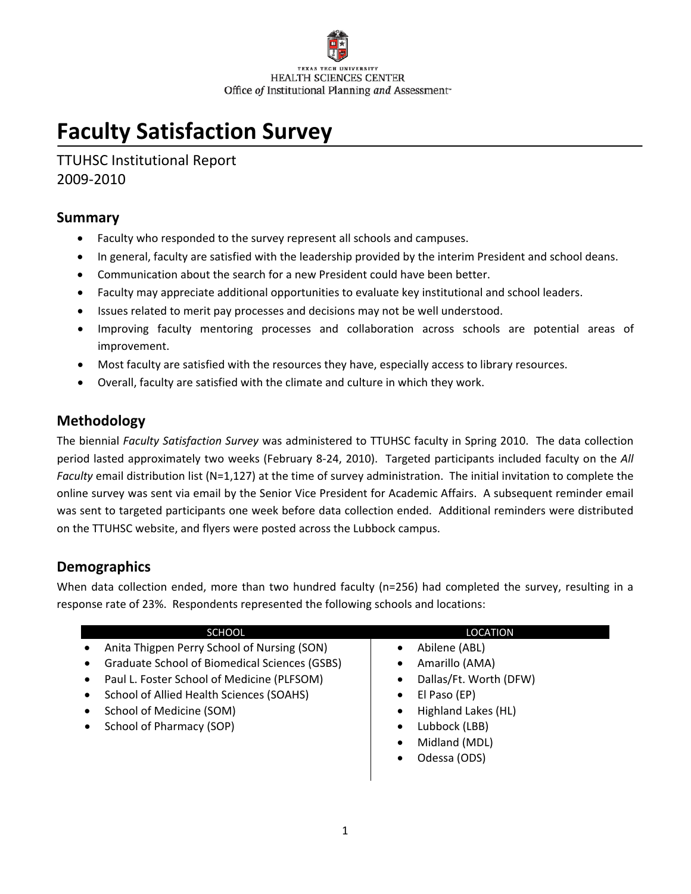TEXAS TECH UNIVERSITY
HEALTH SCIENCES CENTER
Office *of* Institutional Planning *and* Assessment

# Faculty Satisfaction Survey

TTUHSC Institutional Report
2009-2010

## Summary

- Faculty who responded to the survey represent all schools and campuses.
- In general, faculty are satisfied with the leadership provided by the interim President and school deans.
- Communication about the search for a new President could have been better.
- Faculty may appreciate additional opportunities to evaluate key institutional and school leaders.
- Issues related to merit pay processes and decisions may not be well understood.
- Improving faculty mentoring processes and collaboration across schools are potential areas of improvement.
- Most faculty are satisfied with the resources they have, especially access to library resources.
- Overall, faculty are satisfied with the climate and culture in which they work.

## Methodology

The biennial *Faculty Satisfaction Survey* was administered to TTUHSC faculty in Spring 2010. The data collection period lasted approximately two weeks (February 8-24, 2010). Targeted participants included faculty on the *All Faculty* email distribution list (N=1,127) at the time of survey administration. The initial invitation to complete the online survey was sent via email by the Senior Vice President for Academic Affairs. A subsequent reminder email was sent to targeted participants one week before data collection ended. Additional reminders were distributed on the TTUHSC website, and flyers were posted across the Lubbock campus.

## Demographics

When data collection ended, more than two hundred faculty (n=256) had completed the survey, resulting in a response rate of 23%. Respondents represented the following schools and locations:

| SCHOOL | LOCATION |
|---|---|
| • Anita Thigpen Perry School of Nursing (SON) | • Abilene (ABL) |
| • Graduate School of Biomedical Sciences (GSBS) | • Amarillo (AMA) |
| • Paul L. Foster School of Medicine (PLFSOM) | • Dallas/Ft. Worth (DFW) |
| • School of Allied Health Sciences (SOAHS) | • El Paso (EP) |
| • School of Medicine (SOM) | • Highland Lakes (HL) |
| • School of Pharmacy (SOP) | • Lubbock (LBB) |
| | • Midland (MDL) |
| | • Odessa (ODS) |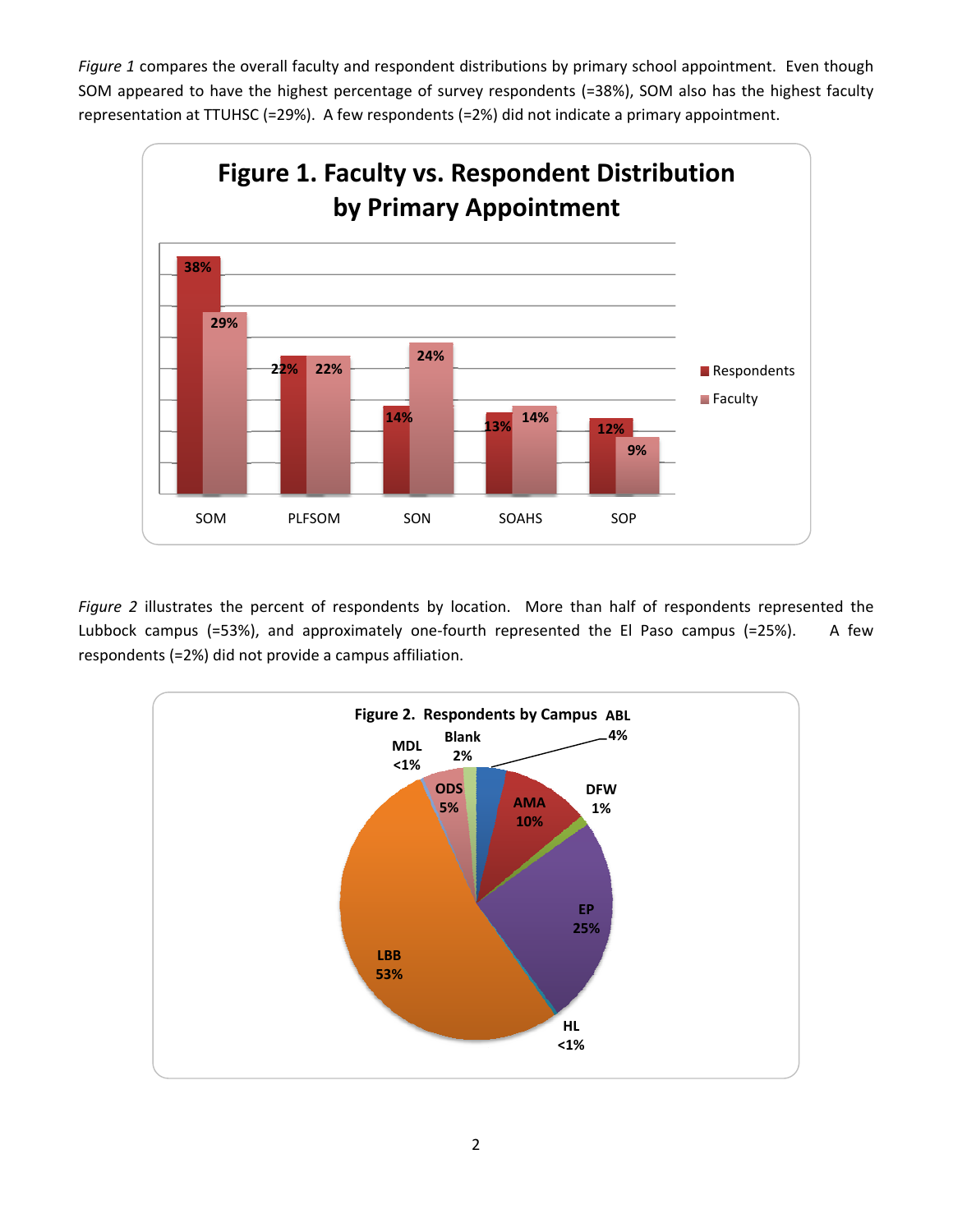*Figure 1* compares the overall faculty and respondent distributions by primary school appointment. Even though SOM appeared to have the highest percentage of survey respondents (=38%), SOM also has the highest faculty representation at TTUHSC (=29%). A few respondents (=2%) did not indicate a primary appointment.

**Figure 1. Faculty vs. Respondent Distribution by Primary Appointment**

| | SOM | PLFSOM | SON | SOAHS | SOP |
|---|---|---|---|---|---|
| Respondents | 38% | 22% | 14% | 13% | 12% |
| Faculty | 29% | 22% | 24% | 14% | 9% |

*Figure 2* illustrates the percent of respondents by location. More than half of respondents represented the Lubbock campus (=53%), and approximately one-fourth represented the El Paso campus (=25%). A few respondents (=2%) did not provide a campus affiliation.

**Figure 2. Respondents by Campus**

| Campus | Percent |
|---|---|
| ABL | 4% |
| AMA | 10% |
| DFW | 1% |
| EP | 25% |
| HL | <1% |
| LBB | 53% |
| MDL | <1% |
| ODS | 5% |
| Blank | 2% |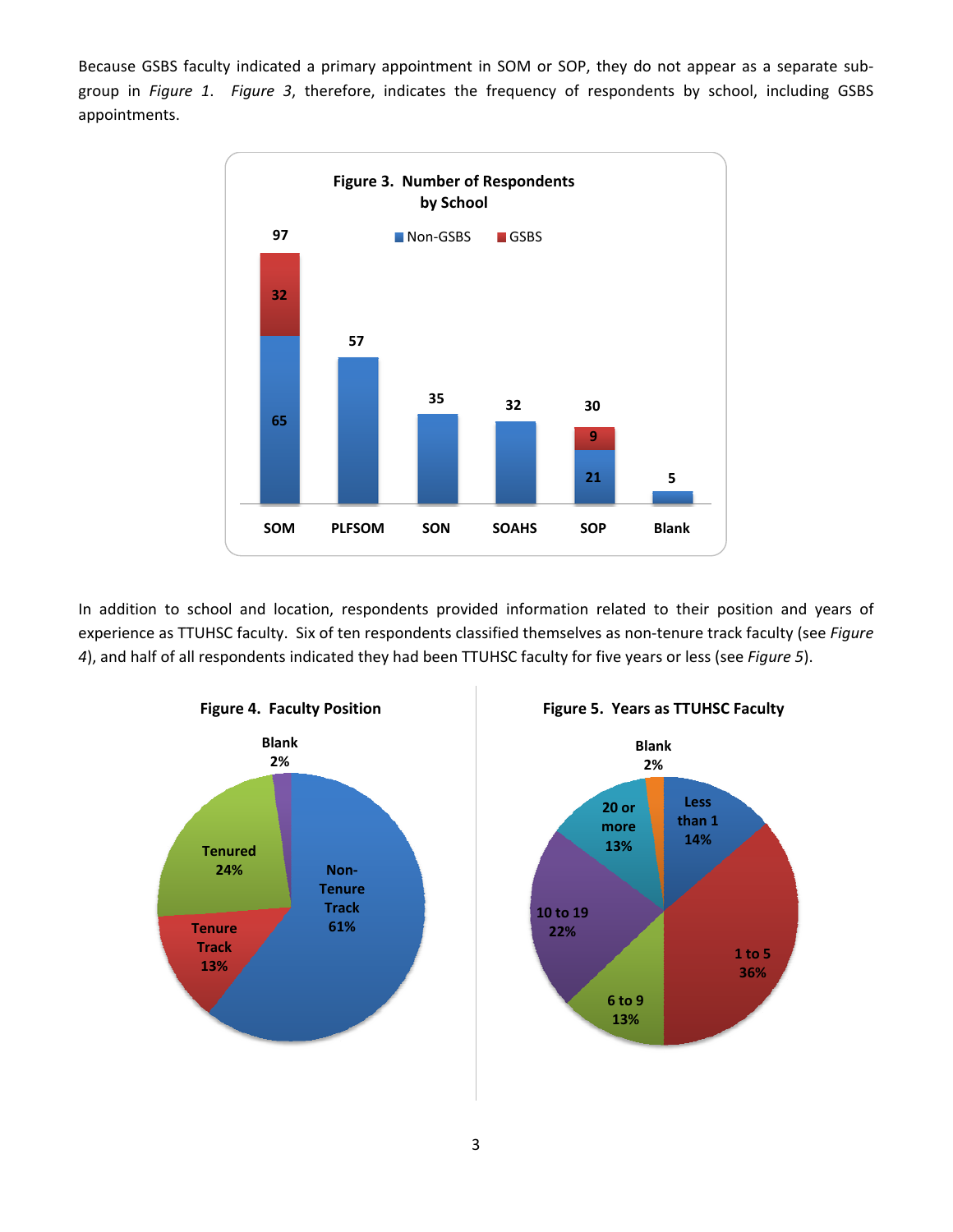Because GSBS faculty indicated a primary appointment in SOM or SOP, they do not appear as a separate sub-group in *Figure 1*. *Figure 3*, therefore, indicates the frequency of respondents by school, including GSBS appointments.

**Figure 3. Number of Respondents by School**

| School | Non-GSBS | GSBS | Total |
|---|---|---|---|
| SOM | 65 | 32 | 97 |
| PLFSOM | 57 | | 57 |
| SON | 35 | | 35 |
| SOAHS | 32 | | 32 |
| SOP | 21 | 9 | 30 |
| Blank | 5 | | 5 |

In addition to school and location, respondents provided information related to their position and years of experience as TTUHSC faculty. Six of ten respondents classified themselves as non-tenure track faculty (see *Figure 4*), and half of all respondents indicated they had been TTUHSC faculty for five years or less (see *Figure 5*).

**Figure 4. Faculty Position**

| Position | Percent |
|---|---|
| Non-Tenure Track | 61% |
| Tenured | 24% |
| Tenure Track | 13% |
| Blank | 2% |

**Figure 5. Years as TTUHSC Faculty**

| Years | Percent |
|---|---|
| Less than 1 | 14% |
| 1 to 5 | 36% |
| 6 to 9 | 13% |
| 10 to 19 | 22% |
| 20 or more | 13% |
| Blank | 2% |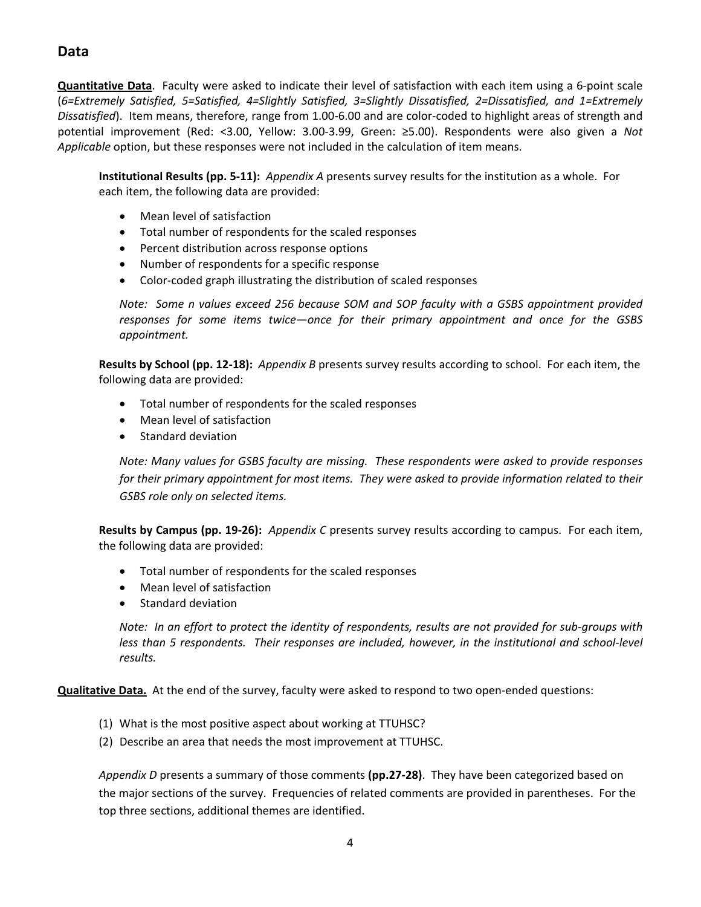## Data

**Quantitative Data**. Faculty were asked to indicate their level of satisfaction with each item using a 6-point scale (*6=Extremely Satisfied, 5=Satisfied, 4=Slightly Satisfied, 3=Slightly Dissatisfied, 2=Dissatisfied, and 1=Extremely Dissatisfied*). Item means, therefore, range from 1.00-6.00 and are color-coded to highlight areas of strength and potential improvement (Red: <3.00, Yellow: 3.00-3.99, Green: ≥5.00). Respondents were also given a *Not Applicable* option, but these responses were not included in the calculation of item means.

**Institutional Results (pp. 5-11):** *Appendix A* presents survey results for the institution as a whole. For each item, the following data are provided:

- Mean level of satisfaction
- Total number of respondents for the scaled responses
- Percent distribution across response options
- Number of respondents for a specific response
- Color-coded graph illustrating the distribution of scaled responses

*Note: Some n values exceed 256 because SOM and SOP faculty with a GSBS appointment provided responses for some items twice—once for their primary appointment and once for the GSBS appointment.*

**Results by School (pp. 12-18):** *Appendix B* presents survey results according to school. For each item, the following data are provided:

- Total number of respondents for the scaled responses
- Mean level of satisfaction
- Standard deviation

*Note: Many values for GSBS faculty are missing. These respondents were asked to provide responses for their primary appointment for most items. They were asked to provide information related to their GSBS role only on selected items.*

**Results by Campus (pp. 19-26):** *Appendix C* presents survey results according to campus. For each item, the following data are provided:

- Total number of respondents for the scaled responses
- Mean level of satisfaction
- Standard deviation

*Note: In an effort to protect the identity of respondents, results are not provided for sub-groups with less than 5 respondents. Their responses are included, however, in the institutional and school-level results.*

**Qualitative Data.** At the end of the survey, faculty were asked to respond to two open-ended questions:

(1) What is the most positive aspect about working at TTUHSC?
(2) Describe an area that needs the most improvement at TTUHSC.

*Appendix D* presents a summary of those comments **(pp.27-28)**. They have been categorized based on the major sections of the survey. Frequencies of related comments are provided in parentheses. For the top three sections, additional themes are identified.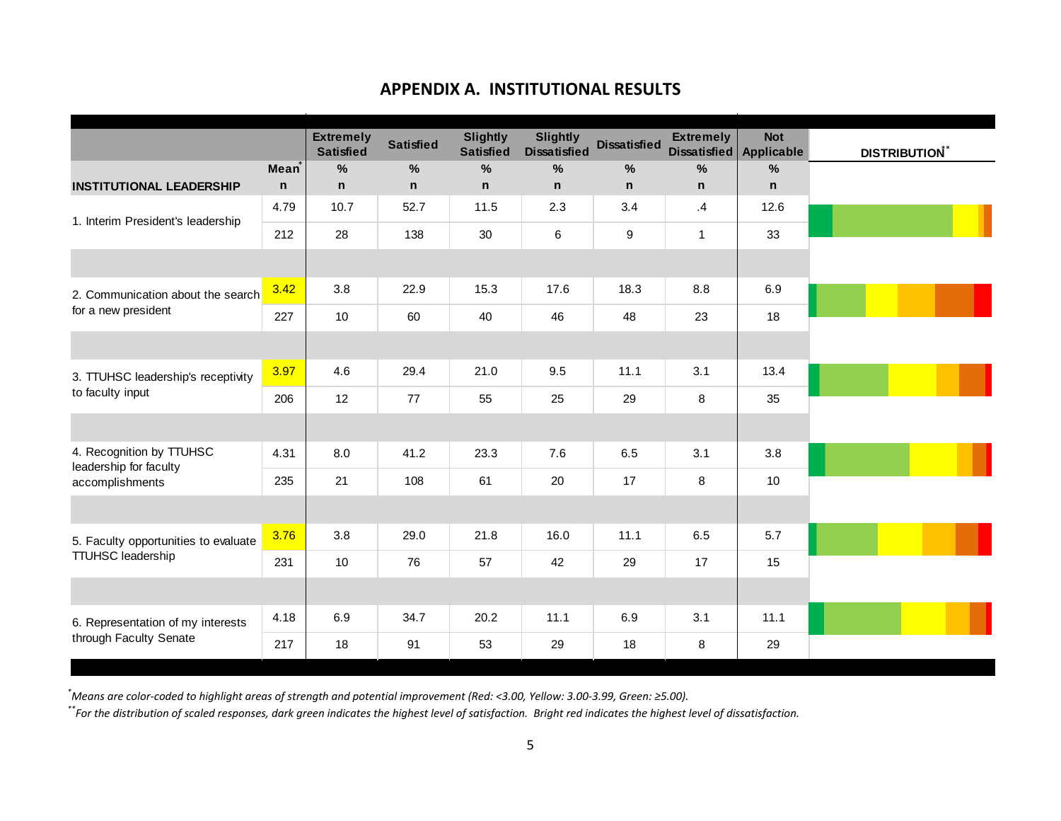## APPENDIX A. INSTITUTIONAL RESULTS

| INSTITUTIONAL LEADERSHIP | Mean* / n | Extremely Satisfied % / n | Satisfied % / n | Slightly Satisfied % / n | Slightly Dissatisfied % / n | Dissatisfied % / n | Extremely Dissatisfied % / n | Not Applicable % / n | DISTRIBUTION** |
|---|---|---|---|---|---|---|---|---|---|
| 1. Interim President's leadership | 4.79 | 10.7 | 52.7 | 11.5 | 2.3 | 3.4 | .4 | 12.6 | |
| | 212 | 28 | 138 | 30 | 6 | 9 | 1 | 33 | |
| 2. Communication about the search for a new president | 3.42 | 3.8 | 22.9 | 15.3 | 17.6 | 18.3 | 8.8 | 6.9 | |
| | 227 | 10 | 60 | 40 | 46 | 48 | 23 | 18 | |
| 3. TTUHSC leadership's receptivity to faculty input | 3.97 | 4.6 | 29.4 | 21.0 | 9.5 | 11.1 | 3.1 | 13.4 | |
| | 206 | 12 | 77 | 55 | 25 | 29 | 8 | 35 | |
| 4. Recognition by TTUHSC leadership for faculty accomplishments | 4.31 | 8.0 | 41.2 | 23.3 | 7.6 | 6.5 | 3.1 | 3.8 | |
| | 235 | 21 | 108 | 61 | 20 | 17 | 8 | 10 | |
| 5. Faculty opportunities to evaluate TTUHSC leadership | 3.76 | 3.8 | 29.0 | 21.8 | 16.0 | 11.1 | 6.5 | 5.7 | |
| | 231 | 10 | 76 | 57 | 42 | 29 | 17 | 15 | |
| 6. Representation of my interests through Faculty Senate | 4.18 | 6.9 | 34.7 | 20.2 | 11.1 | 6.9 | 3.1 | 11.1 | |
| | 217 | 18 | 91 | 53 | 29 | 18 | 8 | 29 | |

*\*Means are color-coded to highlight areas of strength and potential improvement (Red: <3.00, Yellow: 3.00-3.99, Green: ≥5.00).*

*\*\*For the distribution of scaled responses, dark green indicates the highest level of satisfaction. Bright red indicates the highest level of dissatisfaction.*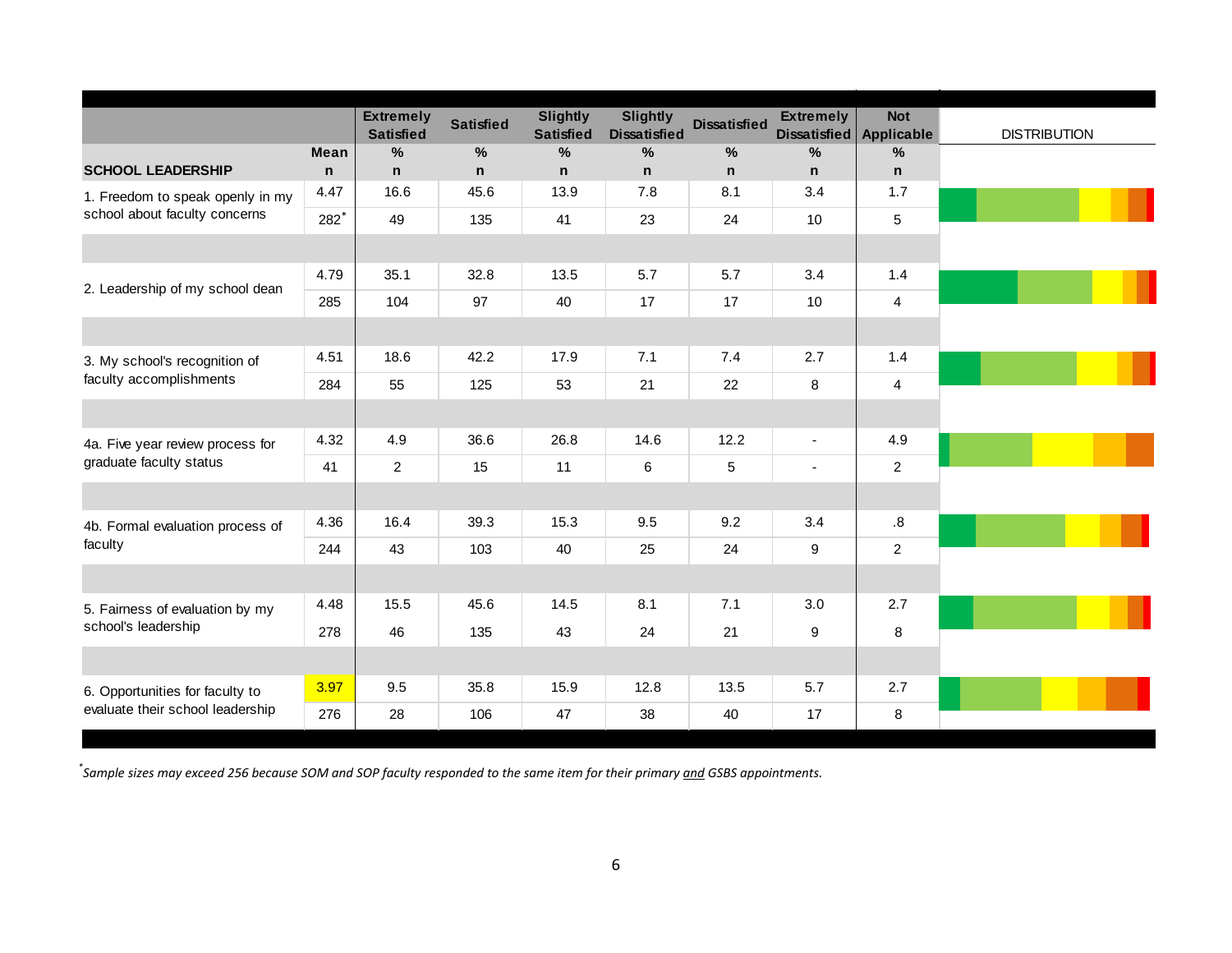| SCHOOL LEADERSHIP | Mean<br>n | Extremely Satisfied<br>%<br>n | Satisfied<br>%<br>n | Slightly Satisfied<br>%<br>n | Slightly Dissatisfied<br>%<br>n | Dissatisfied<br>%<br>n | Extremely Dissatisfied<br>%<br>n | Not Applicable<br>%<br>n | DISTRIBUTION |
|---|---|---|---|---|---|---|---|---|---|
| 1. Freedom to speak openly in my school about faculty concerns | 4.47 | 16.6 | 45.6 | 13.9 | 7.8 | 8.1 | 3.4 | 1.7 | |
| | 282* | 49 | 135 | 41 | 23 | 24 | 10 | 5 | |
| 2. Leadership of my school dean | 4.79 | 35.1 | 32.8 | 13.5 | 5.7 | 5.7 | 3.4 | 1.4 | |
| | 285 | 104 | 97 | 40 | 17 | 17 | 10 | 4 | |
| 3. My school's recognition of faculty accomplishments | 4.51 | 18.6 | 42.2 | 17.9 | 7.1 | 7.4 | 2.7 | 1.4 | |
| | 284 | 55 | 125 | 53 | 21 | 22 | 8 | 4 | |
| 4a. Five year review process for graduate faculty status | 4.32 | 4.9 | 36.6 | 26.8 | 14.6 | 12.2 | - | 4.9 | |
| | 41 | 2 | 15 | 11 | 6 | 5 | - | 2 | |
| 4b. Formal evaluation process of faculty | 4.36 | 16.4 | 39.3 | 15.3 | 9.5 | 9.2 | 3.4 | .8 | |
| | 244 | 43 | 103 | 40 | 25 | 24 | 9 | 2 | |
| 5. Fairness of evaluation by my school's leadership | 4.48 | 15.5 | 45.6 | 14.5 | 8.1 | 7.1 | 3.0 | 2.7 | |
| | 278 | 46 | 135 | 43 | 24 | 21 | 9 | 8 | |
| 6. Opportunities for faculty to evaluate their school leadership | 3.97 | 9.5 | 35.8 | 15.9 | 12.8 | 13.5 | 5.7 | 2.7 | |
| | 276 | 28 | 106 | 47 | 38 | 40 | 17 | 8 | |

*\*Sample sizes may exceed 256 because SOM and SOP faculty responded to the same item for their primary and GSBS appointments.*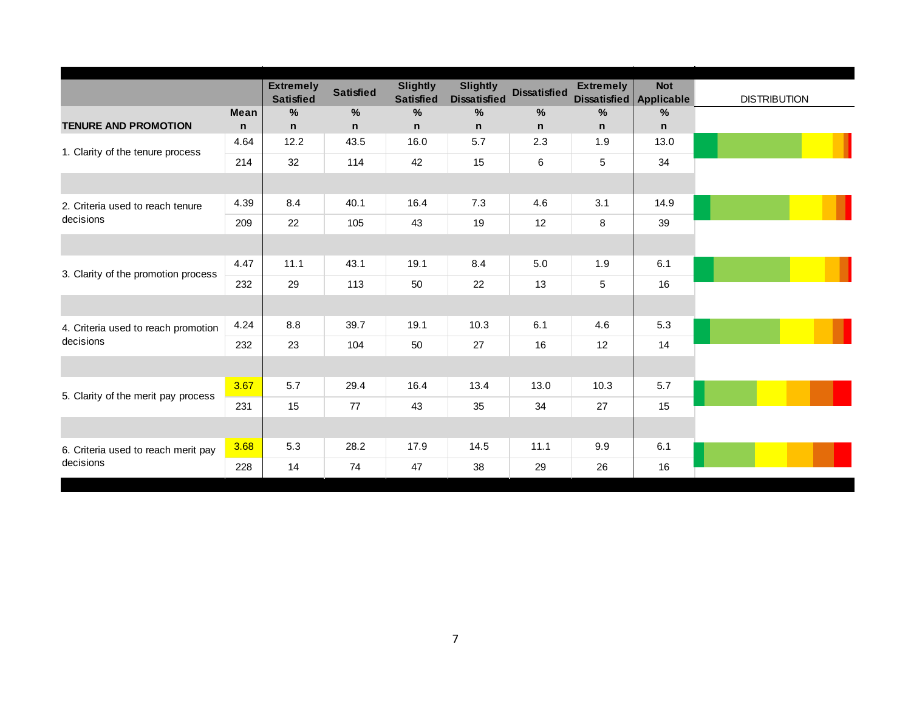| TENURE AND PROMOTION | Mean<br>n | Extremely Satisfied<br>%<br>n | Satisfied<br>%<br>n | Slightly Satisfied<br>%<br>n | Slightly Dissatisfied<br>%<br>n | Dissatisfied<br>%<br>n | Extremely Dissatisfied<br>%<br>n | Not Applicable<br>%<br>n | DISTRIBUTION |
|---|---|---|---|---|---|---|---|---|---|
| 1. Clarity of the tenure process | 4.64 | 12.2 | 43.5 | 16.0 | 5.7 | 2.3 | 1.9 | 13.0 | |
| | 214 | 32 | 114 | 42 | 15 | 6 | 5 | 34 | |
| 2. Criteria used to reach tenure decisions | 4.39 | 8.4 | 40.1 | 16.4 | 7.3 | 4.6 | 3.1 | 14.9 | |
| | 209 | 22 | 105 | 43 | 19 | 12 | 8 | 39 | |
| 3. Clarity of the promotion process | 4.47 | 11.1 | 43.1 | 19.1 | 8.4 | 5.0 | 1.9 | 6.1 | |
| | 232 | 29 | 113 | 50 | 22 | 13 | 5 | 16 | |
| 4. Criteria used to reach promotion decisions | 4.24 | 8.8 | 39.7 | 19.1 | 10.3 | 6.1 | 4.6 | 5.3 | |
| | 232 | 23 | 104 | 50 | 27 | 16 | 12 | 14 | |
| 5. Clarity of the merit pay process | 3.67 | 5.7 | 29.4 | 16.4 | 13.4 | 13.0 | 10.3 | 5.7 | |
| | 231 | 15 | 77 | 43 | 35 | 34 | 27 | 15 | |
| 6. Criteria used to reach merit pay decisions | 3.68 | 5.3 | 28.2 | 17.9 | 14.5 | 11.1 | 9.9 | 6.1 | |
| | 228 | 14 | 74 | 47 | 38 | 29 | 26 | 16 | |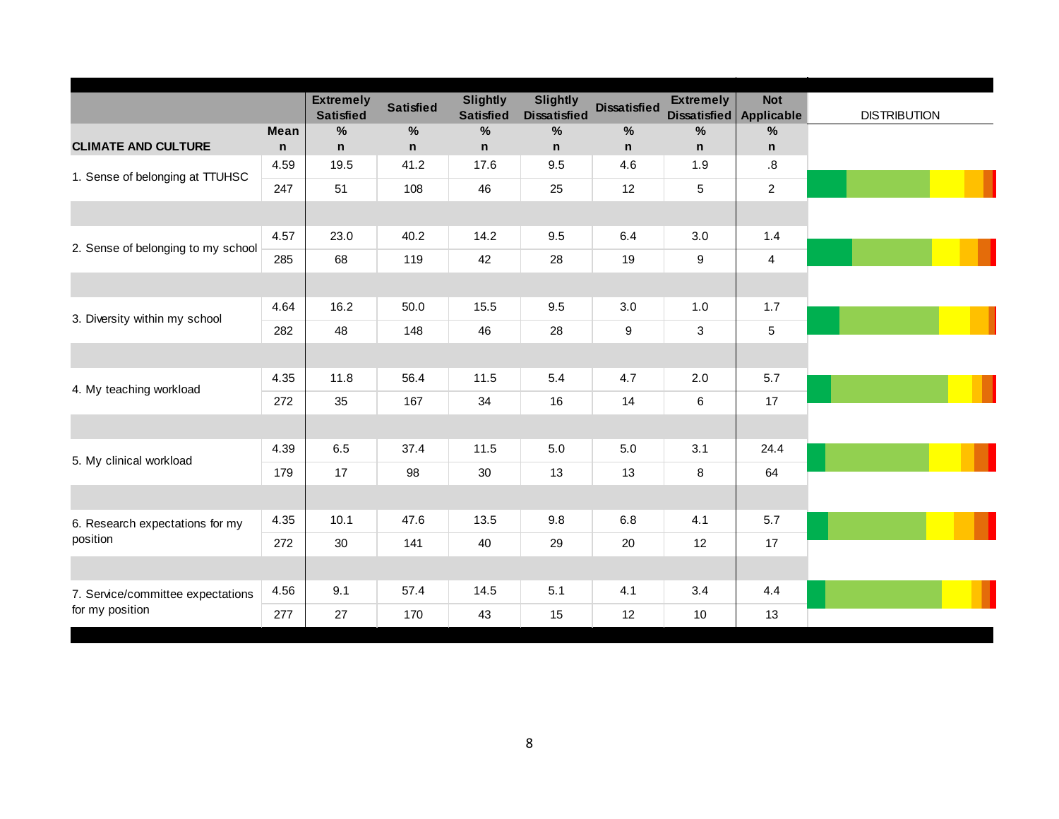| CLIMATE AND CULTURE | Mean<br>n | Extremely Satisfied<br>%<br>n | Satisfied<br>%<br>n | Slightly Satisfied<br>%<br>n | Slightly Dissatisfied<br>%<br>n | Dissatisfied<br>%<br>n | Extremely Dissatisfied<br>%<br>n | Not Applicable<br>%<br>n | DISTRIBUTION |
|---|---|---|---|---|---|---|---|---|---|
| 1. Sense of belonging at TTUHSC | 4.59 | 19.5 | 41.2 | 17.6 | 9.5 | 4.6 | 1.9 | .8 | |
| | 247 | 51 | 108 | 46 | 25 | 12 | 5 | 2 | |
| 2. Sense of belonging to my school | 4.57 | 23.0 | 40.2 | 14.2 | 9.5 | 6.4 | 3.0 | 1.4 | |
| | 285 | 68 | 119 | 42 | 28 | 19 | 9 | 4 | |
| 3. Diversity within my school | 4.64 | 16.2 | 50.0 | 15.5 | 9.5 | 3.0 | 1.0 | 1.7 | |
| | 282 | 48 | 148 | 46 | 28 | 9 | 3 | 5 | |
| 4. My teaching workload | 4.35 | 11.8 | 56.4 | 11.5 | 5.4 | 4.7 | 2.0 | 5.7 | |
| | 272 | 35 | 167 | 34 | 16 | 14 | 6 | 17 | |
| 5. My clinical workload | 4.39 | 6.5 | 37.4 | 11.5 | 5.0 | 5.0 | 3.1 | 24.4 | |
| | 179 | 17 | 98 | 30 | 13 | 13 | 8 | 64 | |
| 6. Research expectations for my position | 4.35 | 10.1 | 47.6 | 13.5 | 9.8 | 6.8 | 4.1 | 5.7 | |
| | 272 | 30 | 141 | 40 | 29 | 20 | 12 | 17 | |
| 7. Service/committee expectations for my position | 4.56 | 9.1 | 57.4 | 14.5 | 5.1 | 4.1 | 3.4 | 4.4 | |
| | 277 | 27 | 170 | 43 | 15 | 12 | 10 | 13 | |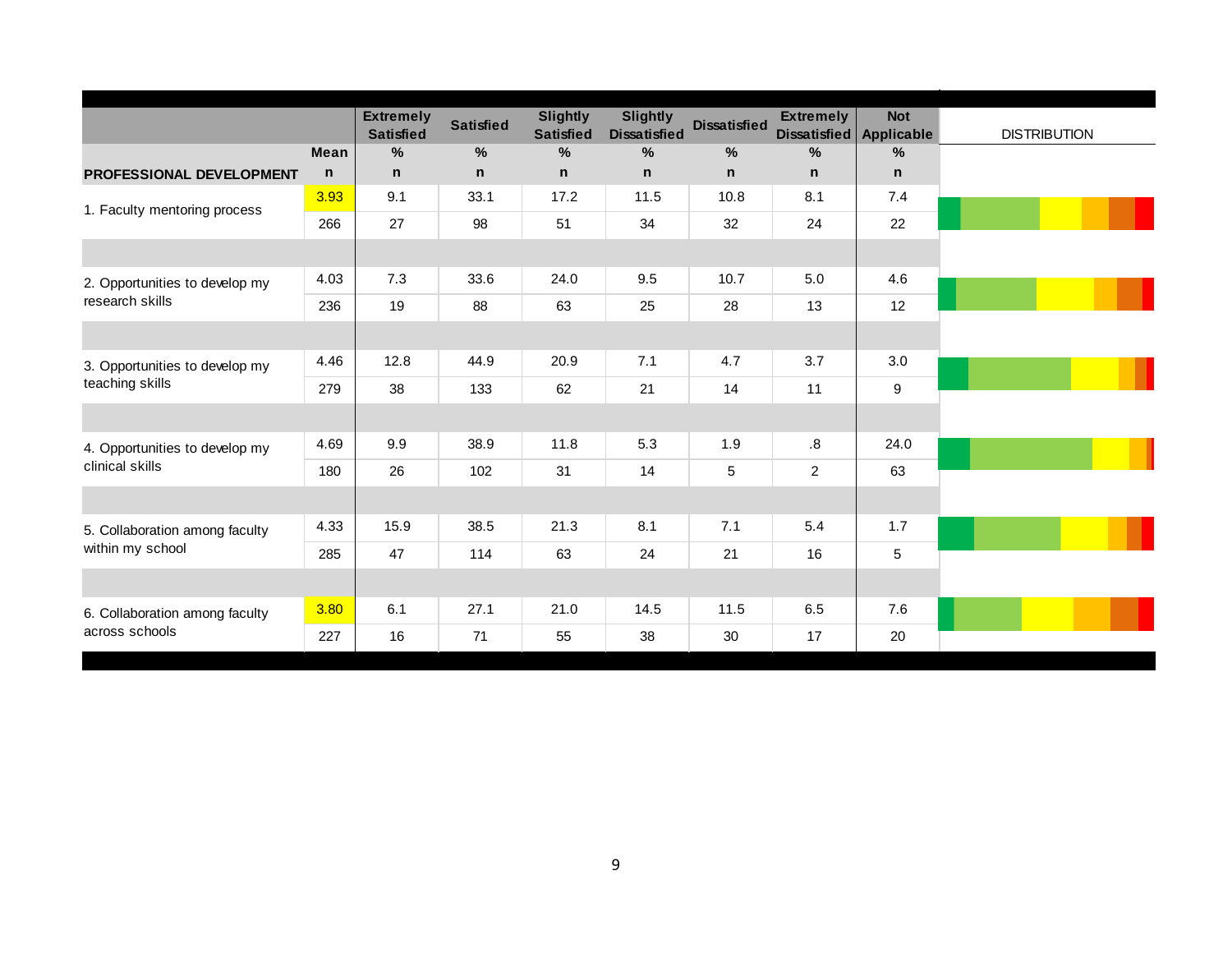| PROFESSIONAL DEVELOPMENT | Mean / n | Extremely Satisfied % / n | Satisfied % / n | Slightly Satisfied % / n | Slightly Dissatisfied % / n | Dissatisfied % / n | Extremely Dissatisfied % / n | Not Applicable % / n | DISTRIBUTION |
|---|---|---|---|---|---|---|---|---|---|
| 1. Faculty mentoring process | 3.93 | 9.1 | 33.1 | 17.2 | 11.5 | 10.8 | 8.1 | 7.4 | |
| | 266 | 27 | 98 | 51 | 34 | 32 | 24 | 22 | |
| 2. Opportunities to develop my research skills | 4.03 | 7.3 | 33.6 | 24.0 | 9.5 | 10.7 | 5.0 | 4.6 | |
| | 236 | 19 | 88 | 63 | 25 | 28 | 13 | 12 | |
| 3. Opportunities to develop my teaching skills | 4.46 | 12.8 | 44.9 | 20.9 | 7.1 | 4.7 | 3.7 | 3.0 | |
| | 279 | 38 | 133 | 62 | 21 | 14 | 11 | 9 | |
| 4. Opportunities to develop my clinical skills | 4.69 | 9.9 | 38.9 | 11.8 | 5.3 | 1.9 | .8 | 24.0 | |
| | 180 | 26 | 102 | 31 | 14 | 5 | 2 | 63 | |
| 5. Collaboration among faculty within my school | 4.33 | 15.9 | 38.5 | 21.3 | 8.1 | 7.1 | 5.4 | 1.7 | |
| | 285 | 47 | 114 | 63 | 24 | 21 | 16 | 5 | |
| 6. Collaboration among faculty across schools | 3.80 | 6.1 | 27.1 | 21.0 | 14.5 | 11.5 | 6.5 | 7.6 | |
| | 227 | 16 | 71 | 55 | 38 | 30 | 17 | 20 | |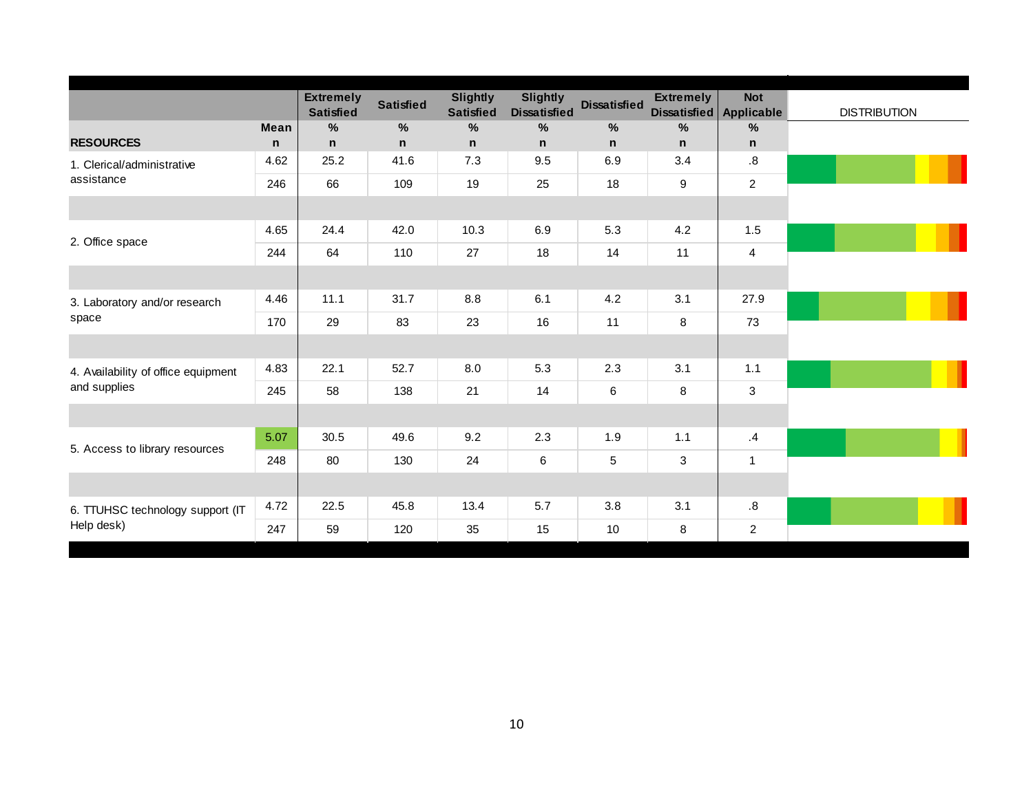| RESOURCES | Mean<br>n | Extremely Satisfied<br>%<br>n | Satisfied<br>%<br>n | Slightly Satisfied<br>%<br>n | Slightly Dissatisfied<br>%<br>n | Dissatisfied<br>%<br>n | Extremely Dissatisfied<br>%<br>n | Not Applicable<br>%<br>n | DISTRIBUTION |
|---|---|---|---|---|---|---|---|---|---|
| 1. Clerical/administrative assistance | 4.62 | 25.2 | 41.6 | 7.3 | 9.5 | 6.9 | 3.4 | .8 | |
| | 246 | 66 | 109 | 19 | 25 | 18 | 9 | 2 | |
| 2. Office space | 4.65 | 24.4 | 42.0 | 10.3 | 6.9 | 5.3 | 4.2 | 1.5 | |
| | 244 | 64 | 110 | 27 | 18 | 14 | 11 | 4 | |
| 3. Laboratory and/or research space | 4.46 | 11.1 | 31.7 | 8.8 | 6.1 | 4.2 | 3.1 | 27.9 | |
| | 170 | 29 | 83 | 23 | 16 | 11 | 8 | 73 | |
| 4. Availability of office equipment and supplies | 4.83 | 22.1 | 52.7 | 8.0 | 5.3 | 2.3 | 3.1 | 1.1 | |
| | 245 | 58 | 138 | 21 | 14 | 6 | 8 | 3 | |
| 5. Access to library resources | 5.07 | 30.5 | 49.6 | 9.2 | 2.3 | 1.9 | 1.1 | .4 | |
| | 248 | 80 | 130 | 24 | 6 | 5 | 3 | 1 | |
| 6. TTUHSC technology support (IT Help desk) | 4.72 | 22.5 | 45.8 | 13.4 | 5.7 | 3.8 | 3.1 | .8 | |
| | 247 | 59 | 120 | 35 | 15 | 10 | 8 | 2 | |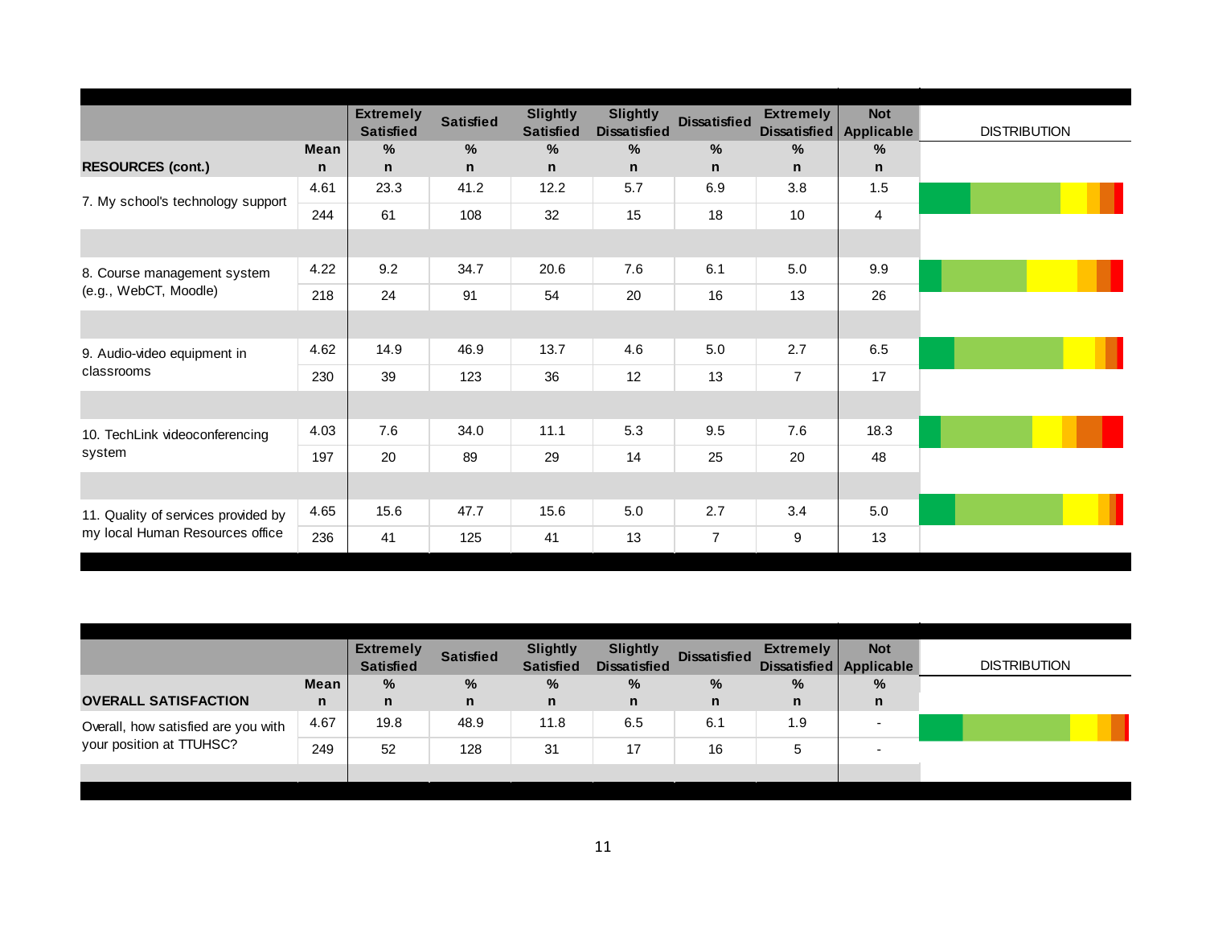| RESOURCES (cont.) | Mean<br>n | Extremely Satisfied<br>%<br>n | Satisfied<br>%<br>n | Slightly Satisfied<br>%<br>n | Slightly Dissatisfied<br>%<br>n | Dissatisfied<br>%<br>n | Extremely Dissatisfied<br>%<br>n | Not Applicable<br>%<br>n | DISTRIBUTION |
|---|---|---|---|---|---|---|---|---|---|
| 7. My school's technology support | 4.61 | 23.3 | 41.2 | 12.2 | 5.7 | 6.9 | 3.8 | 1.5 | |
| | 244 | 61 | 108 | 32 | 15 | 18 | 10 | 4 | |
| 8. Course management system (e.g., WebCT, Moodle) | 4.22 | 9.2 | 34.7 | 20.6 | 7.6 | 6.1 | 5.0 | 9.9 | |
| | 218 | 24 | 91 | 54 | 20 | 16 | 13 | 26 | |
| 9. Audio-video equipment in classrooms | 4.62 | 14.9 | 46.9 | 13.7 | 4.6 | 5.0 | 2.7 | 6.5 | |
| | 230 | 39 | 123 | 36 | 12 | 13 | 7 | 17 | |
| 10. TechLink videoconferencing system | 4.03 | 7.6 | 34.0 | 11.1 | 5.3 | 9.5 | 7.6 | 18.3 | |
| | 197 | 20 | 89 | 29 | 14 | 25 | 20 | 48 | |
| 11. Quality of services provided by my local Human Resources office | 4.65 | 15.6 | 47.7 | 15.6 | 5.0 | 2.7 | 3.4 | 5.0 | |
| | 236 | 41 | 125 | 41 | 13 | 7 | 9 | 13 | |

| OVERALL SATISFACTION | Mean<br>n | Extremely Satisfied<br>%<br>n | Satisfied<br>%<br>n | Slightly Satisfied<br>%<br>n | Slightly Dissatisfied<br>%<br>n | Dissatisfied<br>%<br>n | Extremely Dissatisfied<br>%<br>n | Not Applicable<br>%<br>n | DISTRIBUTION |
|---|---|---|---|---|---|---|---|---|---|
| Overall, how satisfied are you with your position at TTUHSC? | 4.67 | 19.8 | 48.9 | 11.8 | 6.5 | 6.1 | 1.9 | - | |
| | 249 | 52 | 128 | 31 | 17 | 16 | 5 | - | |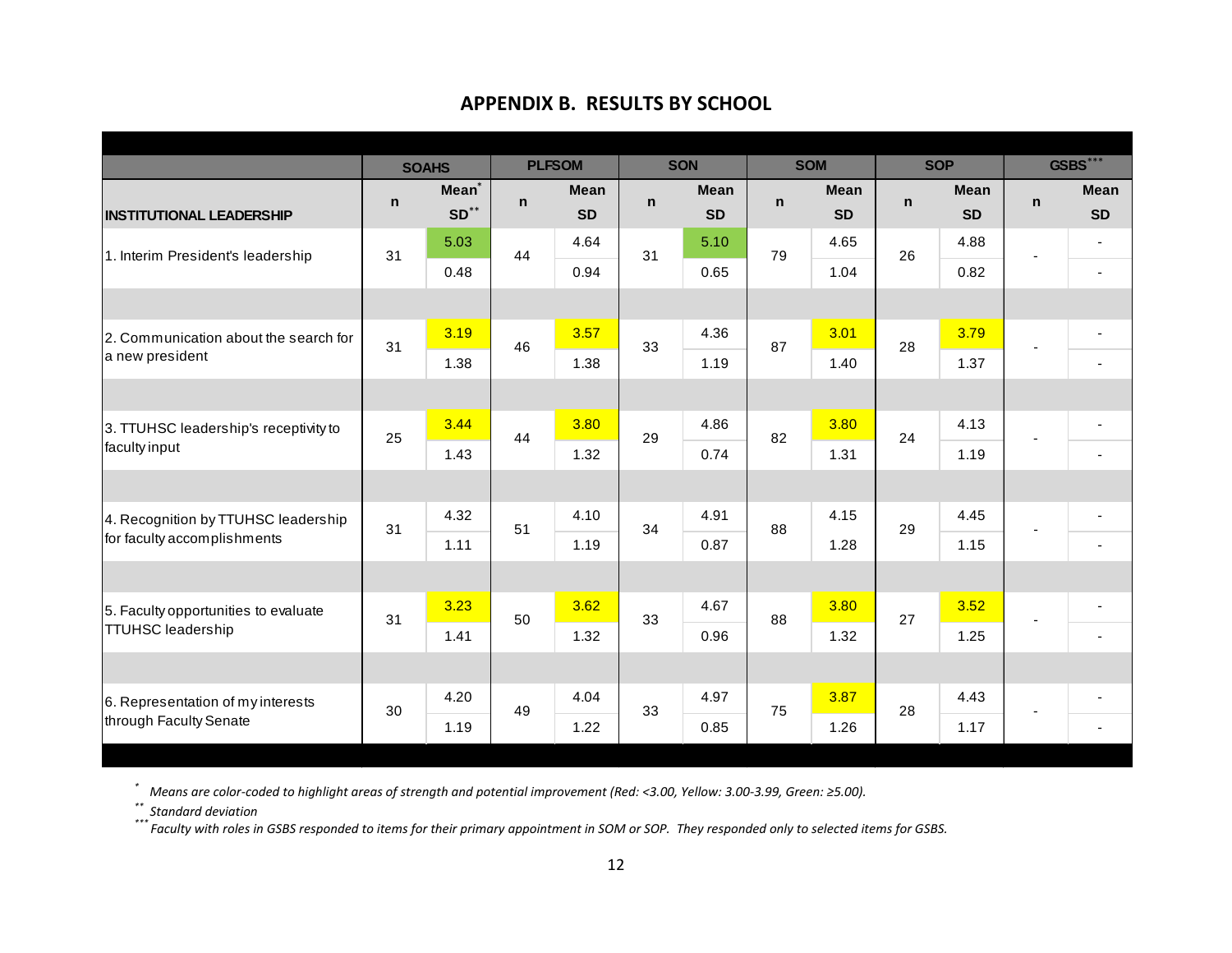## APPENDIX B. RESULTS BY SCHOOL

| | SOAHS | | PLFSOM | | SON | | SOM | | SOP | | GSBS*** | |
|---|---|---|---|---|---|---|---|---|---|---|---|---|
| **INSTITUTIONAL LEADERSHIP** | n | Mean* / SD** | n | Mean / SD | n | Mean / SD | n | Mean / SD | n | Mean / SD | n | Mean / SD |
| 1. Interim President's leadership | 31 | 5.03 / 0.48 | 44 | 4.64 / 0.94 | 31 | 5.10 / 0.65 | 79 | 4.65 / 1.04 | 26 | 4.88 / 0.82 | - | - / - |
| 2. Communication about the search for a new president | 31 | 3.19 / 1.38 | 46 | 3.57 / 1.38 | 33 | 4.36 / 1.19 | 87 | 3.01 / 1.40 | 28 | 3.79 / 1.37 | - | - / - |
| 3. TTUHSC leadership's receptivity to faculty input | 25 | 3.44 / 1.43 | 44 | 3.80 / 1.32 | 29 | 4.86 / 0.74 | 82 | 3.80 / 1.31 | 24 | 4.13 / 1.19 | - | - / - |
| 4. Recognition by TTUHSC leadership for faculty accomplishments | 31 | 4.32 / 1.11 | 51 | 4.10 / 1.19 | 34 | 4.91 / 0.87 | 88 | 4.15 / 1.28 | 29 | 4.45 / 1.15 | - | - / - |
| 5. Faculty opportunities to evaluate TTUHSC leadership | 31 | 3.23 / 1.41 | 50 | 3.62 / 1.32 | 33 | 4.67 / 0.96 | 88 | 3.80 / 1.32 | 27 | 3.52 / 1.25 | - | - / - |
| 6. Representation of my interests through Faculty Senate | 30 | 4.20 / 1.19 | 49 | 4.04 / 1.22 | 33 | 4.97 / 0.85 | 75 | 3.87 / 1.26 | 28 | 4.43 / 1.17 | - | - / - |

\* *Means are color-coded to highlight areas of strength and potential improvement (Red: <3.00, Yellow: 3.00-3.99, Green: ≥5.00).*

\*\* *Standard deviation*

\*\*\* *Faculty with roles in GSBS responded to items for their primary appointment in SOM or SOP. They responded only to selected items for GSBS.*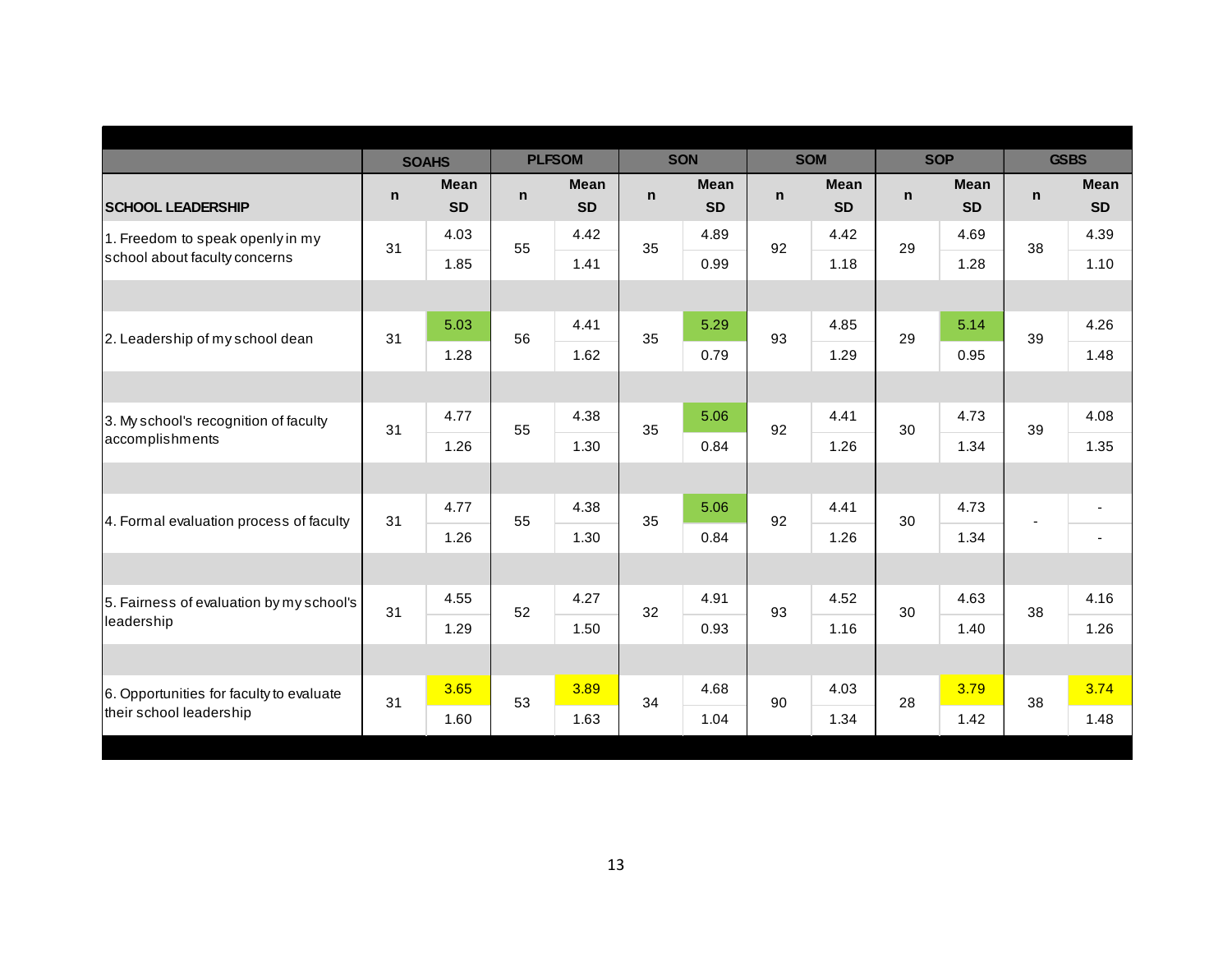| SCHOOL LEADERSHIP | SOAHS | | PLFSOM | | SON | | SOM | | SOP | | GSBS | |
|---|---|---|---|---|---|---|---|---|---|---|---|---|
| | n | Mean<br>SD | n | Mean<br>SD | n | Mean<br>SD | n | Mean<br>SD | n | Mean<br>SD | n | Mean<br>SD |
| 1. Freedom to speak openly in my school about faculty concerns | 31 | 4.03<br>1.85 | 55 | 4.42<br>1.41 | 35 | 4.89<br>0.99 | 92 | 4.42<br>1.18 | 29 | 4.69<br>1.28 | 38 | 4.39<br>1.10 |
| 2. Leadership of my school dean | 31 | 5.03<br>1.28 | 56 | 4.41<br>1.62 | 35 | 5.29<br>0.79 | 93 | 4.85<br>1.29 | 29 | 5.14<br>0.95 | 39 | 4.26<br>1.48 |
| 3. My school's recognition of faculty accomplishments | 31 | 4.77<br>1.26 | 55 | 4.38<br>1.30 | 35 | 5.06<br>0.84 | 92 | 4.41<br>1.26 | 30 | 4.73<br>1.34 | 39 | 4.08<br>1.35 |
| 4. Formal evaluation process of faculty | 31 | 4.77<br>1.26 | 55 | 4.38<br>1.30 | 35 | 5.06<br>0.84 | 92 | 4.41<br>1.26 | 30 | 4.73<br>1.34 | - | -<br>- |
| 5. Fairness of evaluation by my school's leadership | 31 | 4.55<br>1.29 | 52 | 4.27<br>1.50 | 32 | 4.91<br>0.93 | 93 | 4.52<br>1.16 | 30 | 4.63<br>1.40 | 38 | 4.16<br>1.26 |
| 6. Opportunities for faculty to evaluate their school leadership | 31 | 3.65<br>1.60 | 53 | 3.89<br>1.63 | 34 | 4.68<br>1.04 | 90 | 4.03<br>1.34 | 28 | 3.79<br>1.42 | 38 | 3.74<br>1.48 |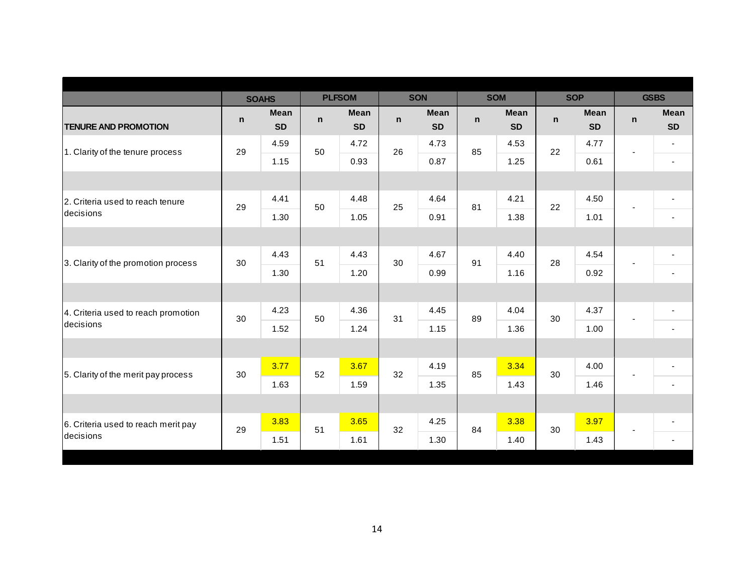| TENURE AND PROMOTION | SOAHS | | PLFSOM | | SON | | SOM | | SOP | | GSBS | |
|---|---|---|---|---|---|---|---|---|---|---|---|---|
| | n | Mean SD | n | Mean SD | n | Mean SD | n | Mean SD | n | Mean SD | n | Mean SD |
| 1. Clarity of the tenure process | 29 | 4.59 | 50 | 4.72 | 26 | 4.73 | 85 | 4.53 | 22 | 4.77 | - | - |
| | | 1.15 | | 0.93 | | 0.87 | | 1.25 | | 0.61 | | - |
| 2. Criteria used to reach tenure decisions | 29 | 4.41 | 50 | 4.48 | 25 | 4.64 | 81 | 4.21 | 22 | 4.50 | - | - |
| | | 1.30 | | 1.05 | | 0.91 | | 1.38 | | 1.01 | | - |
| 3. Clarity of the promotion process | 30 | 4.43 | 51 | 4.43 | 30 | 4.67 | 91 | 4.40 | 28 | 4.54 | - | - |
| | | 1.30 | | 1.20 | | 0.99 | | 1.16 | | 0.92 | | - |
| 4. Criteria used to reach promotion decisions | 30 | 4.23 | 50 | 4.36 | 31 | 4.45 | 89 | 4.04 | 30 | 4.37 | - | - |
| | | 1.52 | | 1.24 | | 1.15 | | 1.36 | | 1.00 | | - |
| 5. Clarity of the merit pay process | 30 | 3.77 | 52 | 3.67 | 32 | 4.19 | 85 | 3.34 | 30 | 4.00 | - | - |
| | | 1.63 | | 1.59 | | 1.35 | | 1.43 | | 1.46 | | - |
| 6. Criteria used to reach merit pay decisions | 29 | 3.83 | 51 | 3.65 | 32 | 4.25 | 84 | 3.38 | 30 | 3.97 | - | - |
| | | 1.51 | | 1.61 | | 1.30 | | 1.40 | | 1.43 | | - |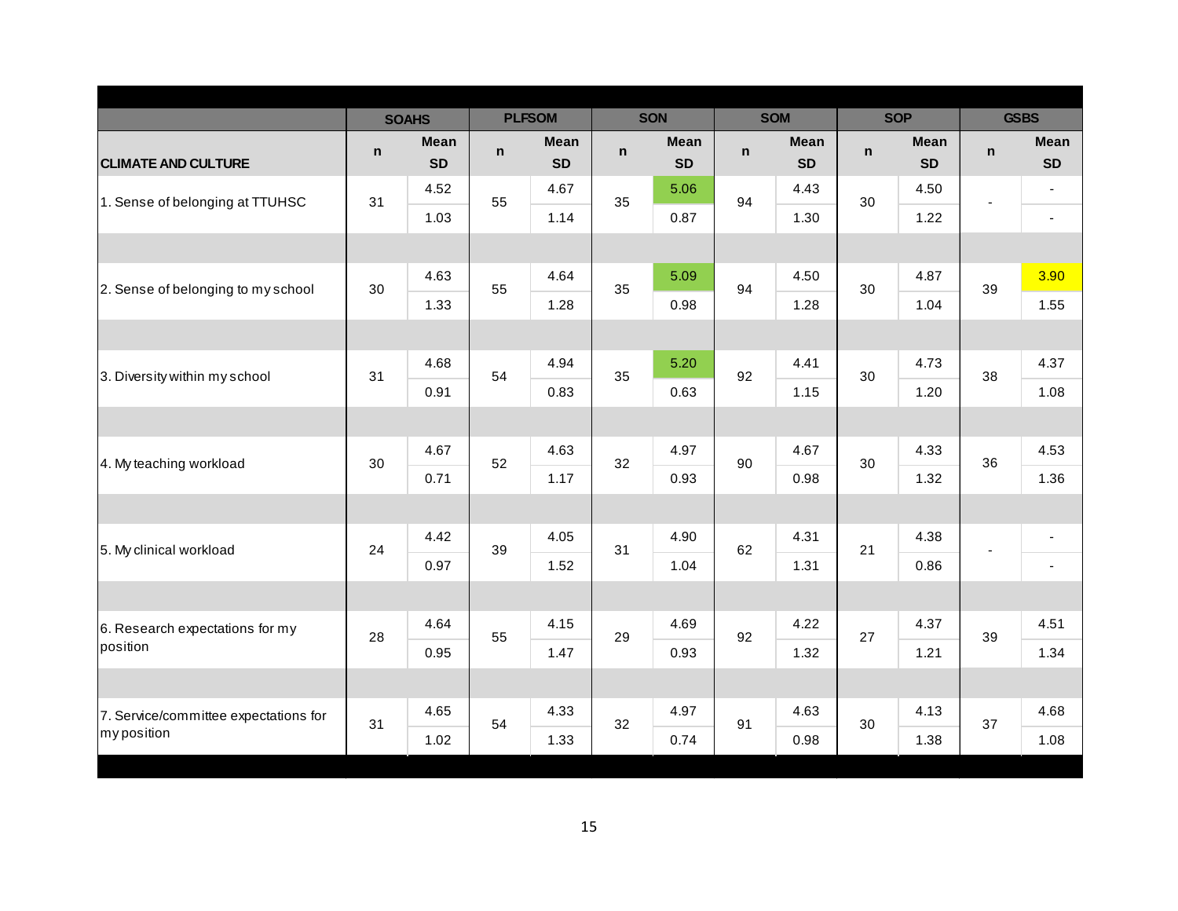| CLIMATE AND CULTURE | SOAHS | | PLFSOM | | SON | | SOM | | SOP | | GSBS | |
|---|---|---|---|---|---|---|---|---|---|---|---|---|
| | n | Mean<br>SD | n | Mean<br>SD | n | Mean<br>SD | n | Mean<br>SD | n | Mean<br>SD | n | Mean<br>SD |
| 1. Sense of belonging at TTUHSC | 31 | 4.52<br>1.03 | 55 | 4.67<br>1.14 | 35 | 5.06<br>0.87 | 94 | 4.43<br>1.30 | 30 | 4.50<br>1.22 | - | -<br>- |
| 2. Sense of belonging to my school | 30 | 4.63<br>1.33 | 55 | 4.64<br>1.28 | 35 | 5.09<br>0.98 | 94 | 4.50<br>1.28 | 30 | 4.87<br>1.04 | 39 | 3.90<br>1.55 |
| 3. Diversity within my school | 31 | 4.68<br>0.91 | 54 | 4.94<br>0.83 | 35 | 5.20<br>0.63 | 92 | 4.41<br>1.15 | 30 | 4.73<br>1.20 | 38 | 4.37<br>1.08 |
| 4. My teaching workload | 30 | 4.67<br>0.71 | 52 | 4.63<br>1.17 | 32 | 4.97<br>0.93 | 90 | 4.67<br>0.98 | 30 | 4.33<br>1.32 | 36 | 4.53<br>1.36 |
| 5. My clinical workload | 24 | 4.42<br>0.97 | 39 | 4.05<br>1.52 | 31 | 4.90<br>1.04 | 62 | 4.31<br>1.31 | 21 | 4.38<br>0.86 | - | -<br>- |
| 6. Research expectations for my position | 28 | 4.64<br>0.95 | 55 | 4.15<br>1.47 | 29 | 4.69<br>0.93 | 92 | 4.22<br>1.32 | 27 | 4.37<br>1.21 | 39 | 4.51<br>1.34 |
| 7. Service/committee expectations for my position | 31 | 4.65<br>1.02 | 54 | 4.33<br>1.33 | 32 | 4.97<br>0.74 | 91 | 4.63<br>0.98 | 30 | 4.13<br>1.38 | 37 | 4.68<br>1.08 |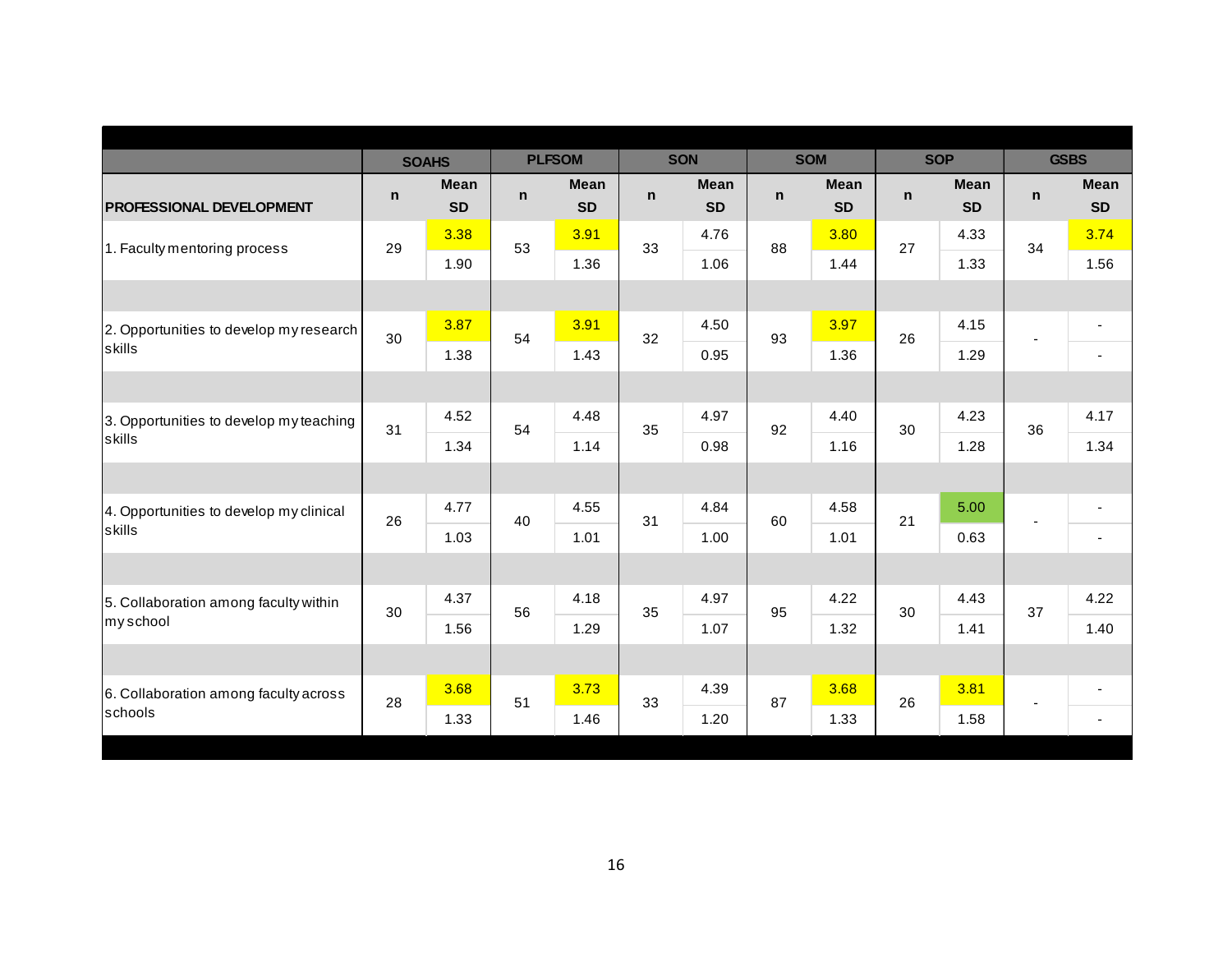| PROFESSIONAL DEVELOPMENT | SOAHS | | PLFSOM | | SON | | SOM | | SOP | | GSBS | |
|---|---|---|---|---|---|---|---|---|---|---|---|---|
| | n | Mean<br>SD | n | Mean<br>SD | n | Mean<br>SD | n | Mean<br>SD | n | Mean<br>SD | n | Mean<br>SD |
| 1. Faculty mentoring process | 29 | 3.38<br>1.90 | 53 | 3.91<br>1.36 | 33 | 4.76<br>1.06 | 88 | 3.80<br>1.44 | 27 | 4.33<br>1.33 | 34 | 3.74<br>1.56 |
| 2. Opportunities to develop my research skills | 30 | 3.87<br>1.38 | 54 | 3.91<br>1.43 | 32 | 4.50<br>0.95 | 93 | 3.97<br>1.36 | 26 | 4.15<br>1.29 | - | -<br>- |
| 3. Opportunities to develop my teaching skills | 31 | 4.52<br>1.34 | 54 | 4.48<br>1.14 | 35 | 4.97<br>0.98 | 92 | 4.40<br>1.16 | 30 | 4.23<br>1.28 | 36 | 4.17<br>1.34 |
| 4. Opportunities to develop my clinical skills | 26 | 4.77<br>1.03 | 40 | 4.55<br>1.01 | 31 | 4.84<br>1.00 | 60 | 4.58<br>1.01 | 21 | 5.00<br>0.63 | - | -<br>- |
| 5. Collaboration among faculty within my school | 30 | 4.37<br>1.56 | 56 | 4.18<br>1.29 | 35 | 4.97<br>1.07 | 95 | 4.22<br>1.32 | 30 | 4.43<br>1.41 | 37 | 4.22<br>1.40 |
| 6. Collaboration among faculty across schools | 28 | 3.68<br>1.33 | 51 | 3.73<br>1.46 | 33 | 4.39<br>1.20 | 87 | 3.68<br>1.33 | 26 | 3.81<br>1.58 | - | -<br>- |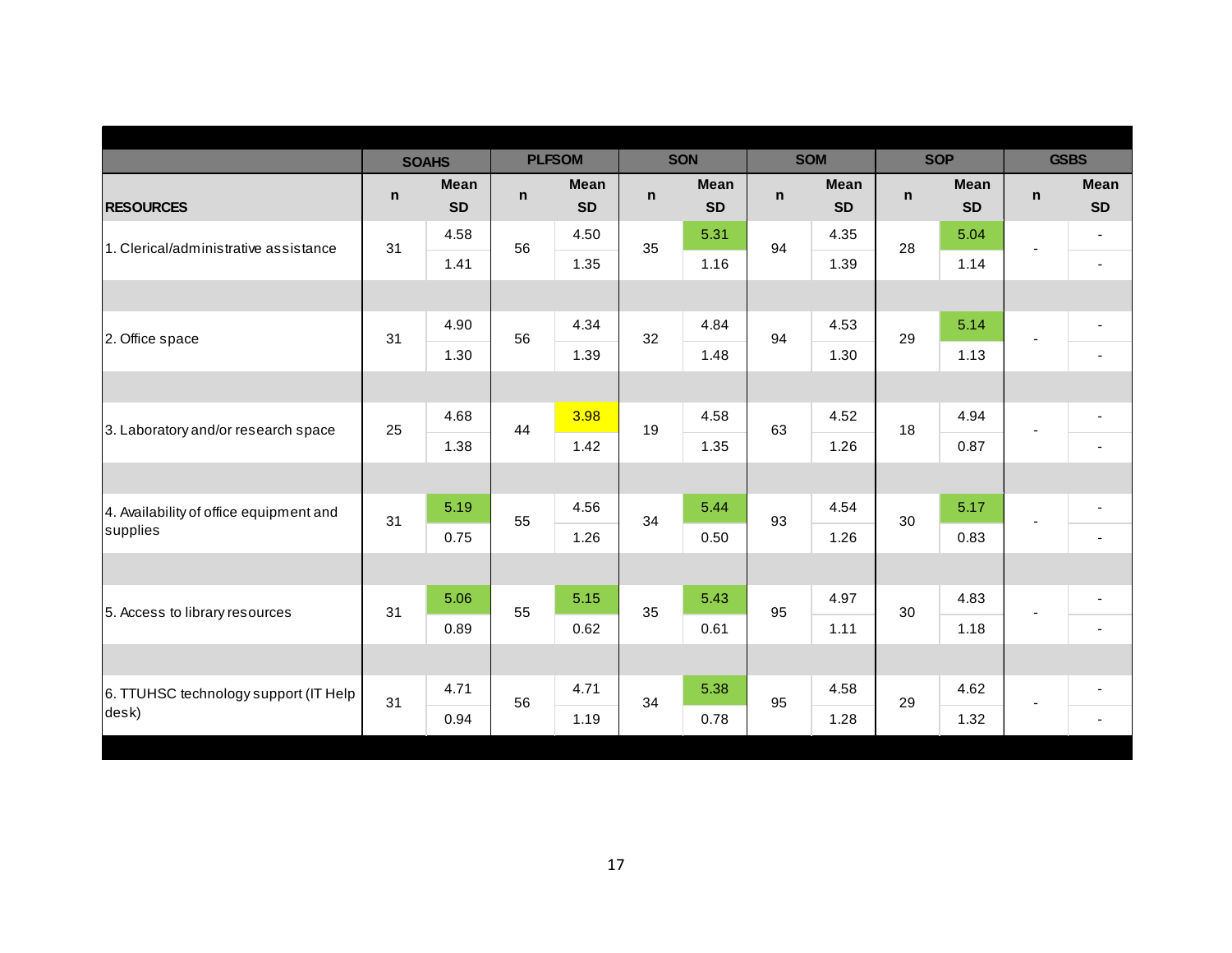| RESOURCES | SOAHS | | PLFSOM | | SON | | SOM | | SOP | | GSBS | |
|---|---|---|---|---|---|---|---|---|---|---|---|---|
| | n | Mean SD | n | Mean SD | n | Mean SD | n | Mean SD | n | Mean SD | n | Mean SD |
| 1. Clerical/administrative assistance | 31 | 4.58 | 56 | 4.50 | 35 | 5.31 | 94 | 4.35 | 28 | 5.04 | - | - |
| | | 1.41 | | 1.35 | | 1.16 | | 1.39 | | 1.14 | | - |
| 2. Office space | 31 | 4.90 | 56 | 4.34 | 32 | 4.84 | 94 | 4.53 | 29 | 5.14 | - | - |
| | | 1.30 | | 1.39 | | 1.48 | | 1.30 | | 1.13 | | - |
| 3. Laboratory and/or research space | 25 | 4.68 | 44 | 3.98 | 19 | 4.58 | 63 | 4.52 | 18 | 4.94 | - | - |
| | | 1.38 | | 1.42 | | 1.35 | | 1.26 | | 0.87 | | - |
| 4. Availability of office equipment and supplies | 31 | 5.19 | 55 | 4.56 | 34 | 5.44 | 93 | 4.54 | 30 | 5.17 | - | - |
| | | 0.75 | | 1.26 | | 0.50 | | 1.26 | | 0.83 | | - |
| 5. Access to library resources | 31 | 5.06 | 55 | 5.15 | 35 | 5.43 | 95 | 4.97 | 30 | 4.83 | - | - |
| | | 0.89 | | 0.62 | | 0.61 | | 1.11 | | 1.18 | | - |
| 6. TTUHSC technology support (IT Help desk) | 31 | 4.71 | 56 | 4.71 | 34 | 5.38 | 95 | 4.58 | 29 | 4.62 | - | - |
| | | 0.94 | | 1.19 | | 0.78 | | 1.28 | | 1.32 | | - |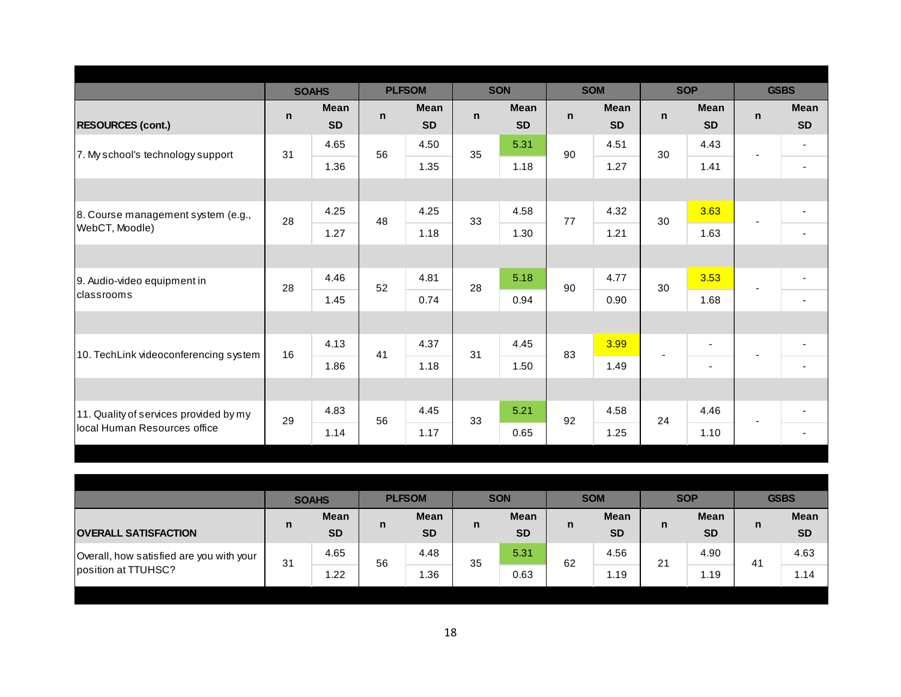| RESOURCES (cont.) | SOAHS n | SOAHS Mean / SD | PLFSOM n | PLFSOM Mean / SD | SON n | SON Mean / SD | SOM n | SOM Mean / SD | SOP n | SOP Mean / SD | GSBS n | GSBS Mean / SD |
|---|---|---|---|---|---|---|---|---|---|---|---|---|
| 7. My school's technology support | 31 | 4.65 | 56 | 4.50 | 35 | 5.31 | 90 | 4.51 | 30 | 4.43 | - | - |
| | | 1.36 | | 1.35 | | 1.18 | | 1.27 | | 1.41 | | - |
| 8. Course management system (e.g., WebCT, Moodle) | 28 | 4.25 | 48 | 4.25 | 33 | 4.58 | 77 | 4.32 | 30 | 3.63 | - | - |
| | | 1.27 | | 1.18 | | 1.30 | | 1.21 | | 1.63 | | - |
| 9. Audio-video equipment in classrooms | 28 | 4.46 | 52 | 4.81 | 28 | 5.18 | 90 | 4.77 | 30 | 3.53 | - | - |
| | | 1.45 | | 0.74 | | 0.94 | | 0.90 | | 1.68 | | - |
| 10. TechLink videoconferencing system | 16 | 4.13 | 41 | 4.37 | 31 | 4.45 | 83 | 3.99 | - | - | - | - |
| | | 1.86 | | 1.18 | | 1.50 | | 1.49 | | - | | - |
| 11. Quality of services provided by my local Human Resources office | 29 | 4.83 | 56 | 4.45 | 33 | 5.21 | 92 | 4.58 | 24 | 4.46 | - | - |
| | | 1.14 | | 1.17 | | 0.65 | | 1.25 | | 1.10 | | - |

| OVERALL SATISFACTION | SOAHS n | SOAHS Mean / SD | PLFSOM n | PLFSOM Mean / SD | SON n | SON Mean / SD | SOM n | SOM Mean / SD | SOP n | SOP Mean / SD | GSBS n | GSBS Mean / SD |
|---|---|---|---|---|---|---|---|---|---|---|---|---|
| Overall, how satisfied are you with your position at TTUHSC? | 31 | 4.65 | 56 | 4.48 | 35 | 5.31 | 62 | 4.56 | 21 | 4.90 | 41 | 4.63 |
| | | 1.22 | | 1.36 | | 0.63 | | 1.19 | | 1.19 | | 1.14 |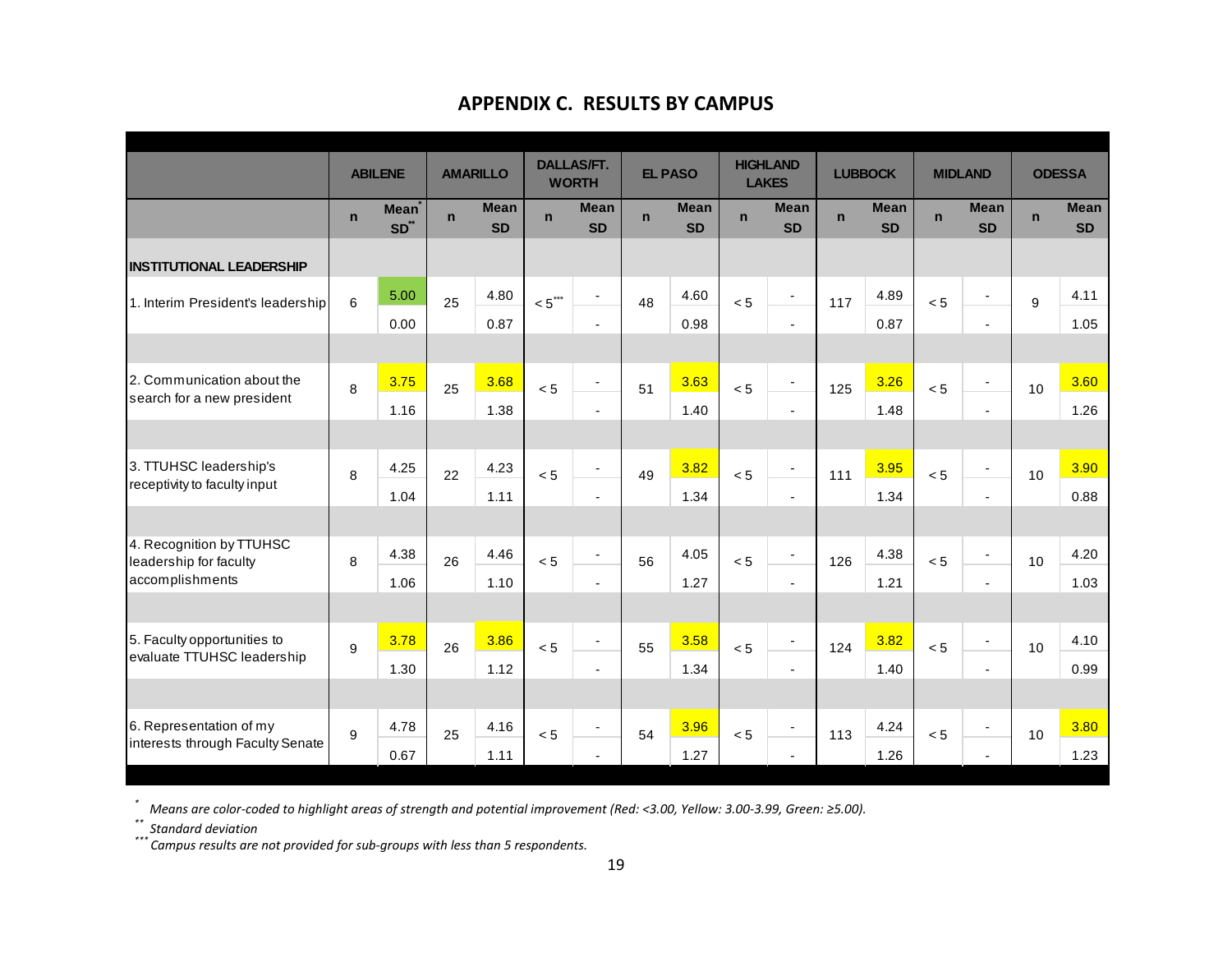# APPENDIX C. RESULTS BY CAMPUS

| | ABILENE | | AMARILLO | | DALLAS/FT. WORTH | | EL PASO | | HIGHLAND LAKES | | LUBBOCK | | MIDLAND | | ODESSA | |
|---|---|---|---|---|---|---|---|---|---|---|---|---|---|---|---|---|
| | n | Mean* SD** | n | Mean SD | n | Mean SD | n | Mean SD | n | Mean SD | n | Mean SD | n | Mean SD | n | Mean SD |
| **INSTITUTIONAL LEADERSHIP** | | | | | | | | | | | | | | | | |
| 1. Interim President's leadership | 6 | 5.00 | 25 | 4.80 | < 5*** | - | 48 | 4.60 | < 5 | - | 117 | 4.89 | < 5 | - | 9 | 4.11 |
| | | 0.00 | | 0.87 | | - | | 0.98 | | - | | 0.87 | | - | | 1.05 |
| 2. Communication about the search for a new president | 8 | 3.75 | 25 | 3.68 | < 5 | - | 51 | 3.63 | < 5 | - | 125 | 3.26 | < 5 | - | 10 | 3.60 |
| | | 1.16 | | 1.38 | | - | | 1.40 | | - | | 1.48 | | - | | 1.26 |
| 3. TTUHSC leadership's receptivity to faculty input | 8 | 4.25 | 22 | 4.23 | < 5 | - | 49 | 3.82 | < 5 | - | 111 | 3.95 | < 5 | - | 10 | 3.90 |
| | | 1.04 | | 1.11 | | - | | 1.34 | | - | | 1.34 | | - | | 0.88 |
| 4. Recognition by TTUHSC leadership for faculty accomplishments | 8 | 4.38 | 26 | 4.46 | < 5 | - | 56 | 4.05 | < 5 | - | 126 | 4.38 | < 5 | - | 10 | 4.20 |
| | | 1.06 | | 1.10 | | - | | 1.27 | | - | | 1.21 | | - | | 1.03 |
| 5. Faculty opportunities to evaluate TTUHSC leadership | 9 | 3.78 | 26 | 3.86 | < 5 | - | 55 | 3.58 | < 5 | - | 124 | 3.82 | < 5 | - | 10 | 4.10 |
| | | 1.30 | | 1.12 | | - | | 1.34 | | - | | 1.40 | | - | | 0.99 |
| 6. Representation of my interests through Faculty Senate | 9 | 4.78 | 25 | 4.16 | < 5 | - | 54 | 3.96 | < 5 | - | 113 | 4.24 | < 5 | - | 10 | 3.80 |
| | | 0.67 | | 1.11 | | - | | 1.27 | | - | | 1.26 | | - | | 1.23 |

\* *Means are color-coded to highlight areas of strength and potential improvement (Red: <3.00, Yellow: 3.00-3.99, Green: ≥5.00).*

\** *Standard deviation*

\*** *Campus results are not provided for sub-groups with less than 5 respondents.*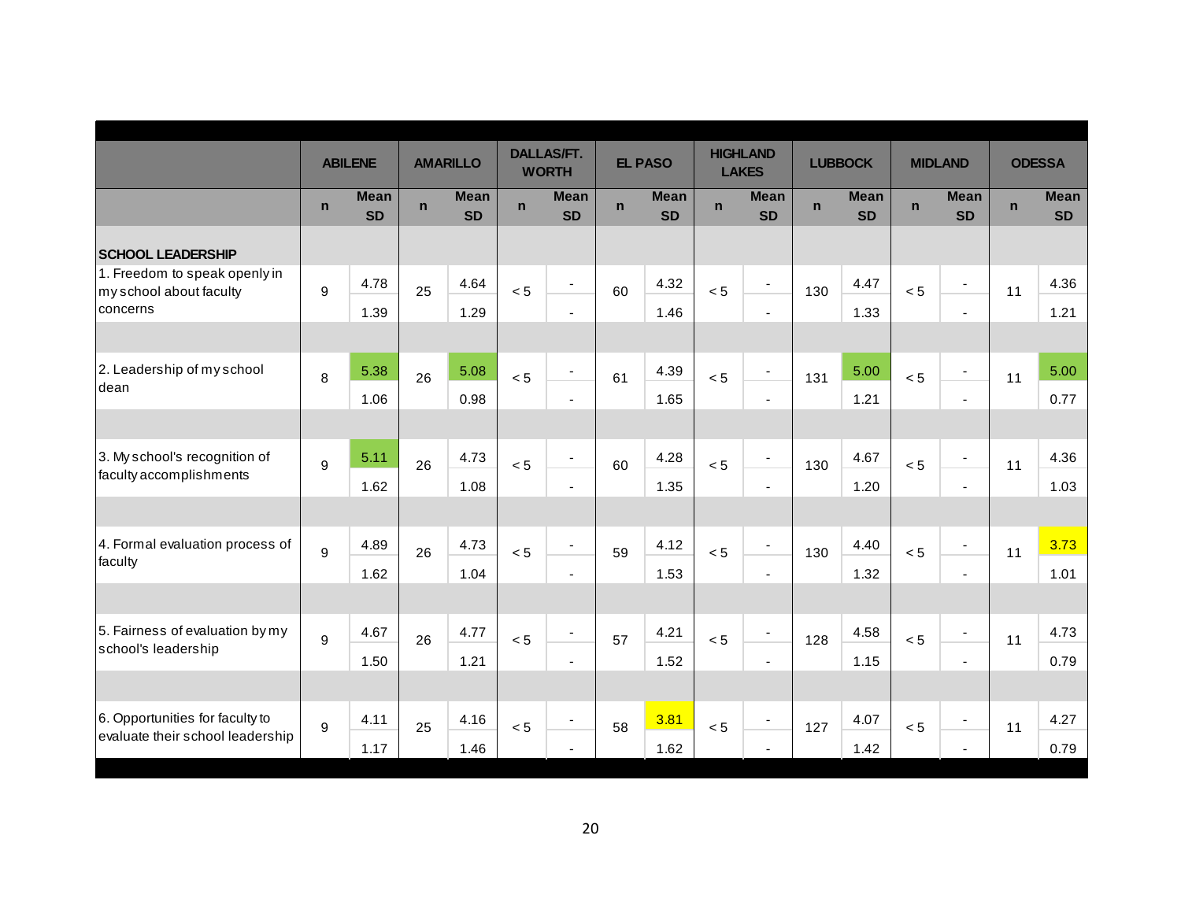| | ABILENE | | AMARILLO | | DALLAS/FT. WORTH | | EL PASO | | HIGHLAND LAKES | | LUBBOCK | | MIDLAND | | ODESSA | |
|---|---|---|---|---|---|---|---|---|---|---|---|---|---|---|---|---|
| | n | Mean SD | n | Mean SD | n | Mean SD | n | Mean SD | n | Mean SD | n | Mean SD | n | Mean SD | n | Mean SD |
| **SCHOOL LEADERSHIP** | | | | | | | | | | | | | | | | |
| 1. Freedom to speak openly in my school about faculty concerns | 9 | 4.78<br>1.39 | 25 | 4.64<br>1.29 | < 5 | -<br>- | 60 | 4.32<br>1.46 | < 5 | -<br>- | 130 | 4.47<br>1.33 | < 5 | -<br>- | 11 | 4.36<br>1.21 |
| 2. Leadership of my school dean | 8 | 5.38<br>1.06 | 26 | 5.08<br>0.98 | < 5 | -<br>- | 61 | 4.39<br>1.65 | < 5 | -<br>- | 131 | 5.00<br>1.21 | < 5 | -<br>- | 11 | 5.00<br>0.77 |
| 3. My school's recognition of faculty accomplishments | 9 | 5.11<br>1.62 | 26 | 4.73<br>1.08 | < 5 | -<br>- | 60 | 4.28<br>1.35 | < 5 | -<br>- | 130 | 4.67<br>1.20 | < 5 | -<br>- | 11 | 4.36<br>1.03 |
| 4. Formal evaluation process of faculty | 9 | 4.89<br>1.62 | 26 | 4.73<br>1.04 | < 5 | -<br>- | 59 | 4.12<br>1.53 | < 5 | -<br>- | 130 | 4.40<br>1.32 | < 5 | -<br>- | 11 | 3.73<br>1.01 |
| 5. Fairness of evaluation by my school's leadership | 9 | 4.67<br>1.50 | 26 | 4.77<br>1.21 | < 5 | -<br>- | 57 | 4.21<br>1.52 | < 5 | -<br>- | 128 | 4.58<br>1.15 | < 5 | -<br>- | 11 | 4.73<br>0.79 |
| 6. Opportunities for faculty to evaluate their school leadership | 9 | 4.11<br>1.17 | 25 | 4.16<br>1.46 | < 5 | -<br>- | 58 | 3.81<br>1.62 | < 5 | -<br>- | 127 | 4.07<br>1.42 | < 5 | -<br>- | 11 | 4.27<br>0.79 |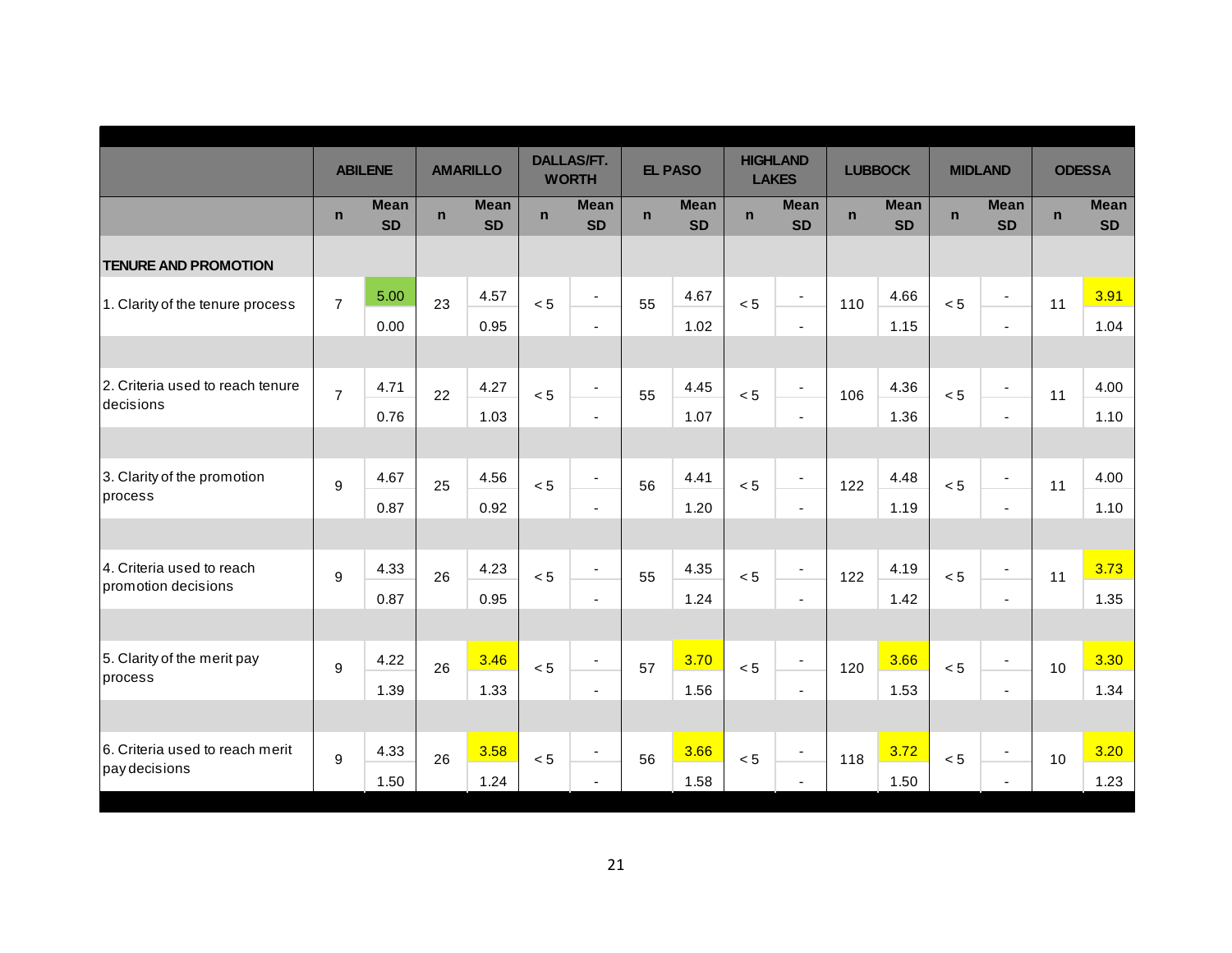| | ABILENE | | AMARILLO | | DALLAS/FT. WORTH | | EL PASO | | HIGHLAND LAKES | | LUBBOCK | | MIDLAND | | ODESSA | |
|---|---|---|---|---|---|---|---|---|---|---|---|---|---|---|---|---|
| | n | Mean SD | n | Mean SD | n | Mean SD | n | Mean SD | n | Mean SD | n | Mean SD | n | Mean SD | n | Mean SD |
| **TENURE AND PROMOTION** | | | | | | | | | | | | | | | | |
| 1. Clarity of the tenure process | 7 | 5.00<br>0.00 | 23 | 4.57<br>0.95 | < 5 | -<br>- | 55 | 4.67<br>1.02 | < 5 | -<br>- | 110 | 4.66<br>1.15 | < 5 | -<br>- | 11 | 3.91<br>1.04 |
| 2. Criteria used to reach tenure decisions | 7 | 4.71<br>0.76 | 22 | 4.27<br>1.03 | < 5 | -<br>- | 55 | 4.45<br>1.07 | < 5 | -<br>- | 106 | 4.36<br>1.36 | < 5 | -<br>- | 11 | 4.00<br>1.10 |
| 3. Clarity of the promotion process | 9 | 4.67<br>0.87 | 25 | 4.56<br>0.92 | < 5 | -<br>- | 56 | 4.41<br>1.20 | < 5 | -<br>- | 122 | 4.48<br>1.19 | < 5 | -<br>- | 11 | 4.00<br>1.10 |
| 4. Criteria used to reach promotion decisions | 9 | 4.33<br>0.87 | 26 | 4.23<br>0.95 | < 5 | -<br>- | 55 | 4.35<br>1.24 | < 5 | -<br>- | 122 | 4.19<br>1.42 | < 5 | -<br>- | 11 | 3.73<br>1.35 |
| 5. Clarity of the merit pay process | 9 | 4.22<br>1.39 | 26 | 3.46<br>1.33 | < 5 | -<br>- | 57 | 3.70<br>1.56 | < 5 | -<br>- | 120 | 3.66<br>1.53 | < 5 | -<br>- | 10 | 3.30<br>1.34 |
| 6. Criteria used to reach merit pay decisions | 9 | 4.33<br>1.50 | 26 | 3.58<br>1.24 | < 5 | -<br>- | 56 | 3.66<br>1.58 | < 5 | -<br>- | 118 | 3.72<br>1.50 | < 5 | -<br>- | 10 | 3.20<br>1.23 |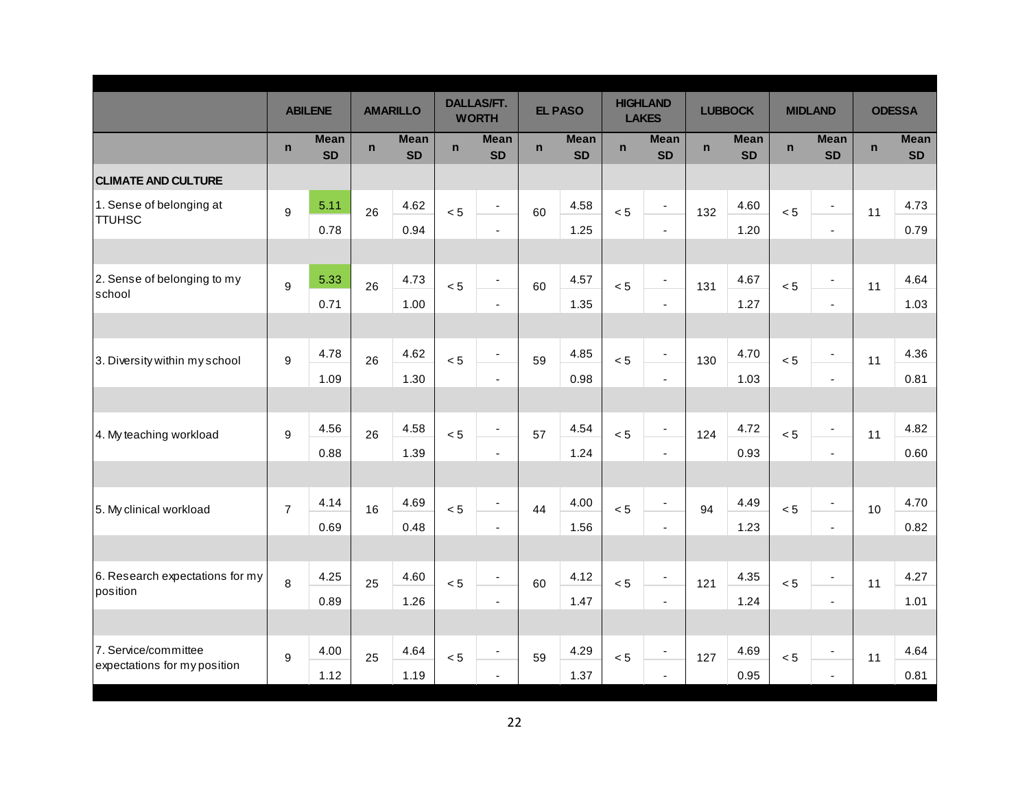| | ABILENE | | AMARILLO | | DALLAS/FT. WORTH | | EL PASO | | HIGHLAND LAKES | | LUBBOCK | | MIDLAND | | ODESSA | |
|---|---|---|---|---|---|---|---|---|---|---|---|---|---|---|---|---|
| | n | Mean SD | n | Mean SD | n | Mean SD | n | Mean SD | n | Mean SD | n | Mean SD | n | Mean SD | n | Mean SD |
| **CLIMATE AND CULTURE** | | | | | | | | | | | | | | | | |
| 1. Sense of belonging at TTUHSC | 9 | 5.11<br>0.78 | 26 | 4.62<br>0.94 | < 5 | -<br>- | 60 | 4.58<br>1.25 | < 5 | -<br>- | 132 | 4.60<br>1.20 | < 5 | -<br>- | 11 | 4.73<br>0.79 |
| 2. Sense of belonging to my school | 9 | 5.33<br>0.71 | 26 | 4.73<br>1.00 | < 5 | -<br>- | 60 | 4.57<br>1.35 | < 5 | -<br>- | 131 | 4.67<br>1.27 | < 5 | -<br>- | 11 | 4.64<br>1.03 |
| 3. Diversity within my school | 9 | 4.78<br>1.09 | 26 | 4.62<br>1.30 | < 5 | -<br>- | 59 | 4.85<br>0.98 | < 5 | -<br>- | 130 | 4.70<br>1.03 | < 5 | -<br>- | 11 | 4.36<br>0.81 |
| 4. My teaching workload | 9 | 4.56<br>0.88 | 26 | 4.58<br>1.39 | < 5 | -<br>- | 57 | 4.54<br>1.24 | < 5 | -<br>- | 124 | 4.72<br>0.93 | < 5 | -<br>- | 11 | 4.82<br>0.60 |
| 5. My clinical workload | 7 | 4.14<br>0.69 | 16 | 4.69<br>0.48 | < 5 | -<br>- | 44 | 4.00<br>1.56 | < 5 | -<br>- | 94 | 4.49<br>1.23 | < 5 | -<br>- | 10 | 4.70<br>0.82 |
| 6. Research expectations for my position | 8 | 4.25<br>0.89 | 25 | 4.60<br>1.26 | < 5 | -<br>- | 60 | 4.12<br>1.47 | < 5 | -<br>- | 121 | 4.35<br>1.24 | < 5 | -<br>- | 11 | 4.27<br>1.01 |
| 7. Service/committee expectations for my position | 9 | 4.00<br>1.12 | 25 | 4.64<br>1.19 | < 5 | -<br>- | 59 | 4.29<br>1.37 | < 5 | -<br>- | 127 | 4.69<br>0.95 | < 5 | -<br>- | 11 | 4.64<br>0.81 |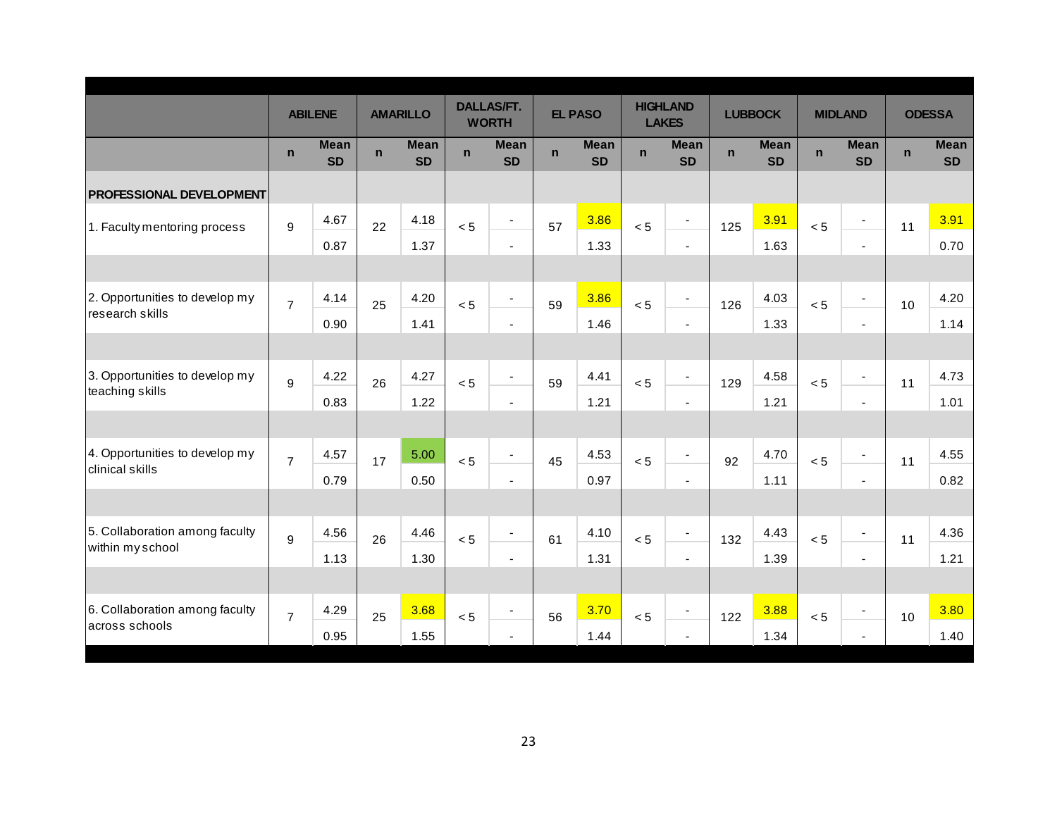| | ABILENE | | AMARILLO | | DALLAS/FT. WORTH | | EL PASO | | HIGHLAND LAKES | | LUBBOCK | | MIDLAND | | ODESSA | |
|---|---|---|---|---|---|---|---|---|---|---|---|---|---|---|---|---|
| | n | Mean SD | n | Mean SD | n | Mean SD | n | Mean SD | n | Mean SD | n | Mean SD | n | Mean SD | n | Mean SD |
| **PROFESSIONAL DEVELOPMENT** | | | | | | | | | | | | | | | | |
| 1. Faculty mentoring process | 9 | 4.67 | 22 | 4.18 | < 5 | - | 57 | 3.86 | < 5 | - | 125 | 3.91 | < 5 | - | 11 | 3.91 |
| | | 0.87 | | 1.37 | | - | | 1.33 | | - | | 1.63 | | - | | 0.70 |
| 2. Opportunities to develop my research skills | 7 | 4.14 | 25 | 4.20 | < 5 | - | 59 | 3.86 | < 5 | - | 126 | 4.03 | < 5 | - | 10 | 4.20 |
| | | 0.90 | | 1.41 | | - | | 1.46 | | - | | 1.33 | | - | | 1.14 |
| 3. Opportunities to develop my teaching skills | 9 | 4.22 | 26 | 4.27 | < 5 | - | 59 | 4.41 | < 5 | - | 129 | 4.58 | < 5 | - | 11 | 4.73 |
| | | 0.83 | | 1.22 | | - | | 1.21 | | - | | 1.21 | | - | | 1.01 |
| 4. Opportunities to develop my clinical skills | 7 | 4.57 | 17 | 5.00 | < 5 | - | 45 | 4.53 | < 5 | - | 92 | 4.70 | < 5 | - | 11 | 4.55 |
| | | 0.79 | | 0.50 | | - | | 0.97 | | - | | 1.11 | | - | | 0.82 |
| 5. Collaboration among faculty within my school | 9 | 4.56 | 26 | 4.46 | < 5 | - | 61 | 4.10 | < 5 | - | 132 | 4.43 | < 5 | - | 11 | 4.36 |
| | | 1.13 | | 1.30 | | - | | 1.31 | | - | | 1.39 | | - | | 1.21 |
| 6. Collaboration among faculty across schools | 7 | 4.29 | 25 | 3.68 | < 5 | - | 56 | 3.70 | < 5 | - | 122 | 3.88 | < 5 | - | 10 | 3.80 |
| | | 0.95 | | 1.55 | | - | | 1.44 | | - | | 1.34 | | - | | 1.40 |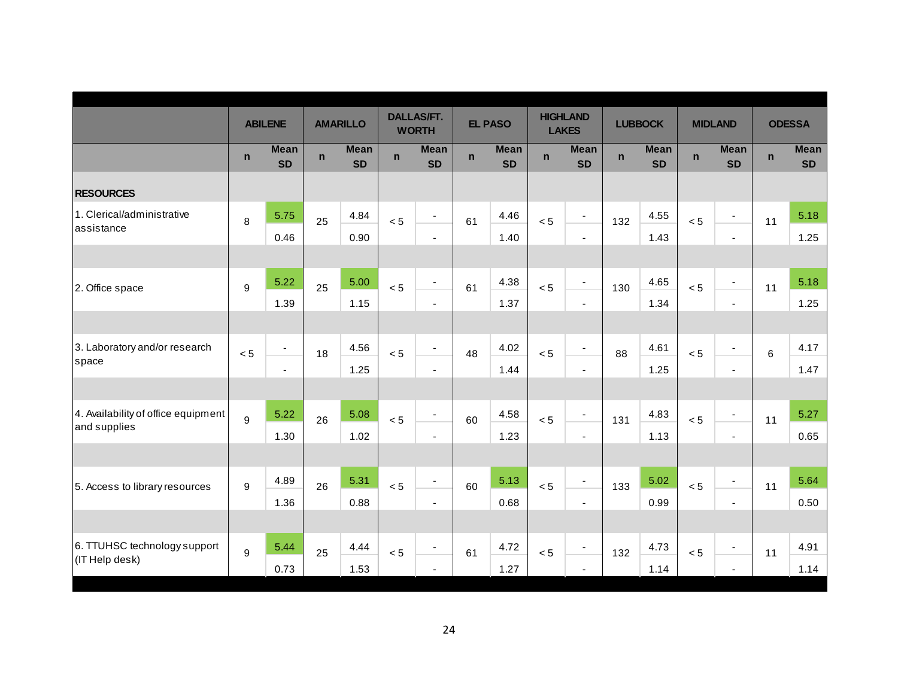| | ABILENE | | AMARILLO | | DALLAS/FT. WORTH | | EL PASO | | HIGHLAND LAKES | | LUBBOCK | | MIDLAND | | ODESSA | |
|---|---|---|---|---|---|---|---|---|---|---|---|---|---|---|---|---|
| | n | Mean SD | n | Mean SD | n | Mean SD | n | Mean SD | n | Mean SD | n | Mean SD | n | Mean SD | n | Mean SD |
| **RESOURCES** | | | | | | | | | | | | | | | | |
| 1. Clerical/administrative assistance | 8 | 5.75 | 25 | 4.84 | < 5 | - | 61 | 4.46 | < 5 | - | 132 | 4.55 | < 5 | - | 11 | 5.18 |
| | | 0.46 | | 0.90 | | - | | 1.40 | | - | | 1.43 | | - | | 1.25 |
| 2. Office space | 9 | 5.22 | 25 | 5.00 | < 5 | - | 61 | 4.38 | < 5 | - | 130 | 4.65 | < 5 | - | 11 | 5.18 |
| | | 1.39 | | 1.15 | | - | | 1.37 | | - | | 1.34 | | - | | 1.25 |
| 3. Laboratory and/or research space | < 5 | - | 18 | 4.56 | < 5 | - | 48 | 4.02 | < 5 | - | 88 | 4.61 | < 5 | - | 6 | 4.17 |
| | | - | | 1.25 | | - | | 1.44 | | - | | 1.25 | | - | | 1.47 |
| 4. Availability of office equipment and supplies | 9 | 5.22 | 26 | 5.08 | < 5 | - | 60 | 4.58 | < 5 | - | 131 | 4.83 | < 5 | - | 11 | 5.27 |
| | | 1.30 | | 1.02 | | - | | 1.23 | | - | | 1.13 | | - | | 0.65 |
| 5. Access to library resources | 9 | 4.89 | 26 | 5.31 | < 5 | - | 60 | 5.13 | < 5 | - | 133 | 5.02 | < 5 | - | 11 | 5.64 |
| | | 1.36 | | 0.88 | | - | | 0.68 | | - | | 0.99 | | - | | 0.50 |
| 6. TTUHSC technology support (IT Help desk) | 9 | 5.44 | 25 | 4.44 | < 5 | - | 61 | 4.72 | < 5 | - | 132 | 4.73 | < 5 | - | 11 | 4.91 |
| | | 0.73 | | 1.53 | | - | | 1.27 | | - | | 1.14 | | - | | 1.14 |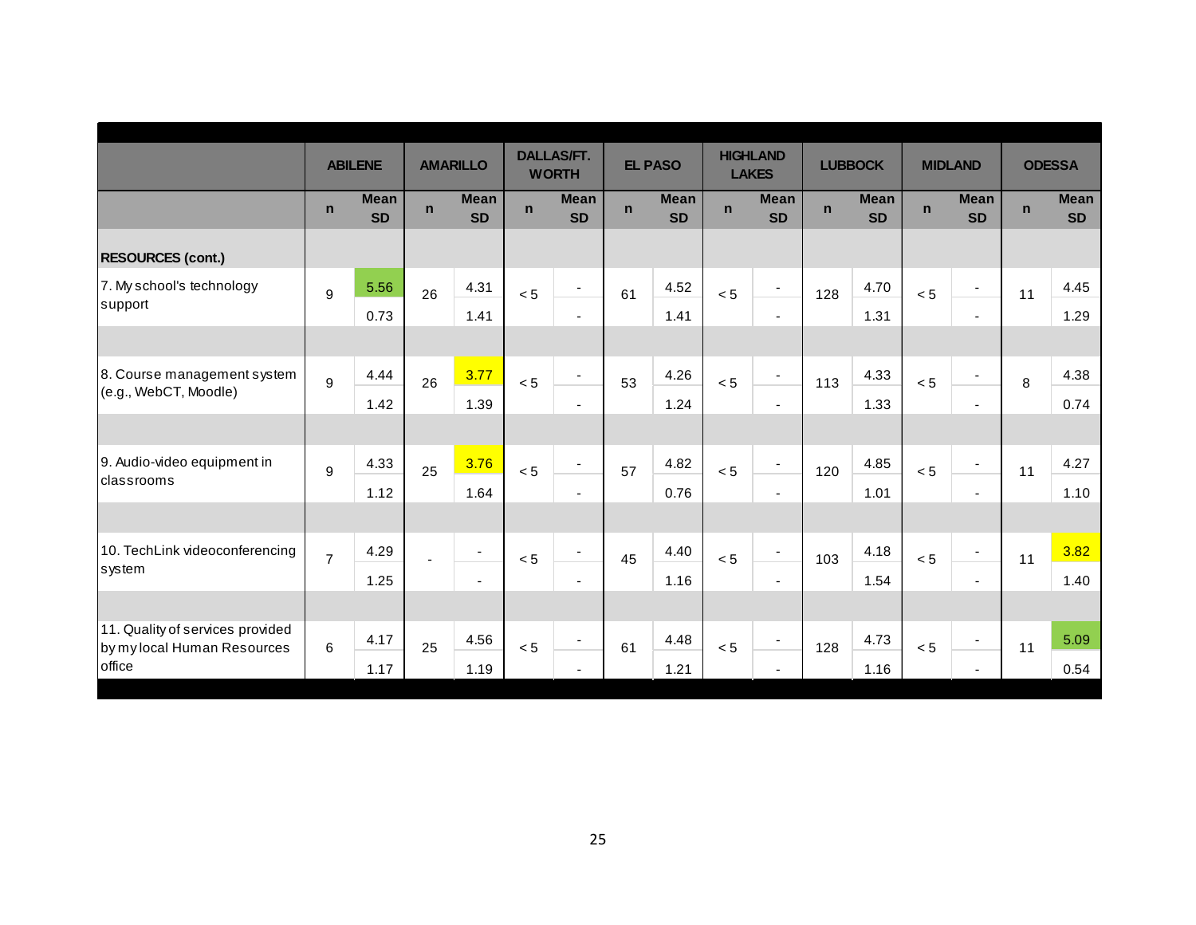| | ABILENE | | AMARILLO | | DALLAS/FT. WORTH | | EL PASO | | HIGHLAND LAKES | | LUBBOCK | | MIDLAND | | ODESSA | |
|---|---|---|---|---|---|---|---|---|---|---|---|---|---|---|---|---|
| | n | Mean SD | n | Mean SD | n | Mean SD | n | Mean SD | n | Mean SD | n | Mean SD | n | Mean SD | n | Mean SD |
| **RESOURCES (cont.)** | | | | | | | | | | | | | | | | |
| 7. My school's technology support | 9 | 5.56 | 26 | 4.31 | < 5 | - | 61 | 4.52 | < 5 | - | 128 | 4.70 | < 5 | - | 11 | 4.45 |
| | | 0.73 | | 1.41 | | - | | 1.41 | | - | | 1.31 | | - | | 1.29 |
| 8. Course management system (e.g., WebCT, Moodle) | 9 | 4.44 | 26 | 3.77 | < 5 | - | 53 | 4.26 | < 5 | - | 113 | 4.33 | < 5 | - | 8 | 4.38 |
| | | 1.42 | | 1.39 | | - | | 1.24 | | - | | 1.33 | | - | | 0.74 |
| 9. Audio-video equipment in classrooms | 9 | 4.33 | 25 | 3.76 | < 5 | - | 57 | 4.82 | < 5 | - | 120 | 4.85 | < 5 | - | 11 | 4.27 |
| | | 1.12 | | 1.64 | | - | | 0.76 | | - | | 1.01 | | - | | 1.10 |
| 10. TechLink videoconferencing system | 7 | 4.29 | - | - | < 5 | - | 45 | 4.40 | < 5 | - | 103 | 4.18 | < 5 | - | 11 | 3.82 |
| | | 1.25 | | - | | - | | 1.16 | | - | | 1.54 | | - | | 1.40 |
| 11. Quality of services provided by my local Human Resources office | 6 | 4.17 | 25 | 4.56 | < 5 | - | 61 | 4.48 | < 5 | - | 128 | 4.73 | < 5 | - | 11 | 5.09 |
| | | 1.17 | | 1.19 | | - | | 1.21 | | - | | 1.16 | | - | | 0.54 |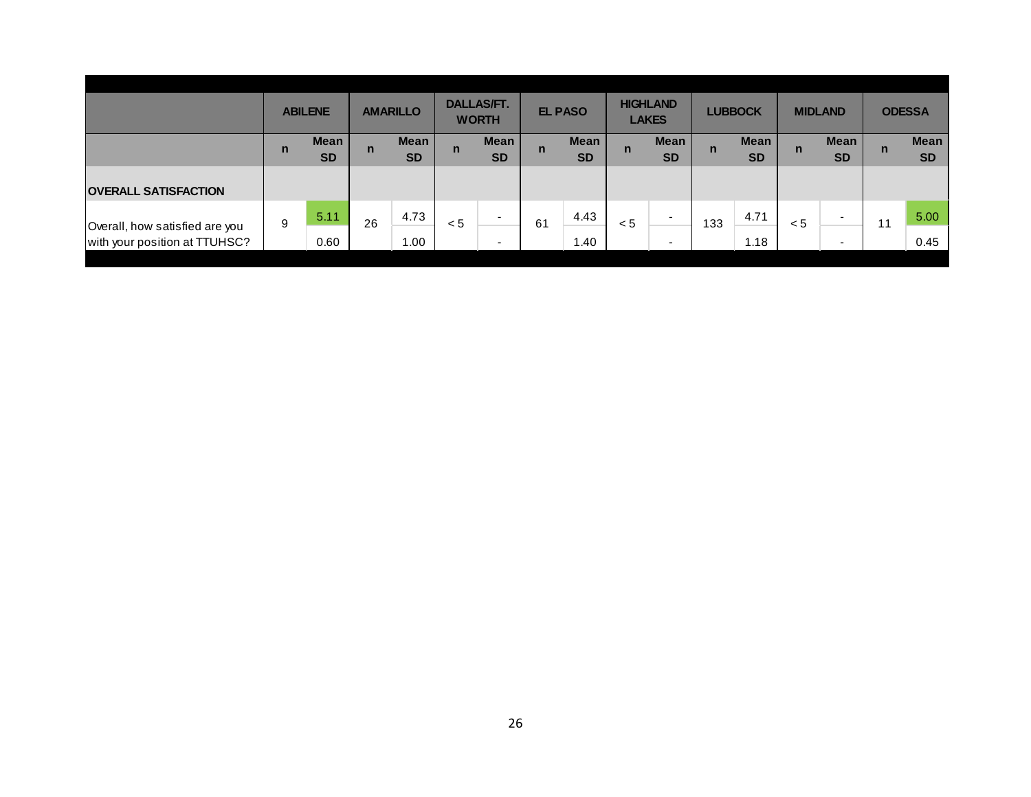| | ABILENE | | AMARILLO | | DALLAS/FT. WORTH | | EL PASO | | HIGHLAND LAKES | | LUBBOCK | | MIDLAND | | ODESSA | |
|---|---|---|---|---|---|---|---|---|---|---|---|---|---|---|---|---|
| | n | Mean SD | n | Mean SD | n | Mean SD | n | Mean SD | n | Mean SD | n | Mean SD | n | Mean SD | n | Mean SD |
| **OVERALL SATISFACTION** | | | | | | | | | | | | | | | | |
| Overall, how satisfied are you with your position at TTUHSC? | 9 | 5.11<br>0.60 | 26 | 4.73<br>1.00 | < 5 | -<br>- | 61 | 4.43<br>1.40 | < 5 | -<br>- | 133 | 4.71<br>1.18 | < 5 | -<br>- | 11 | 5.00<br>0.45 |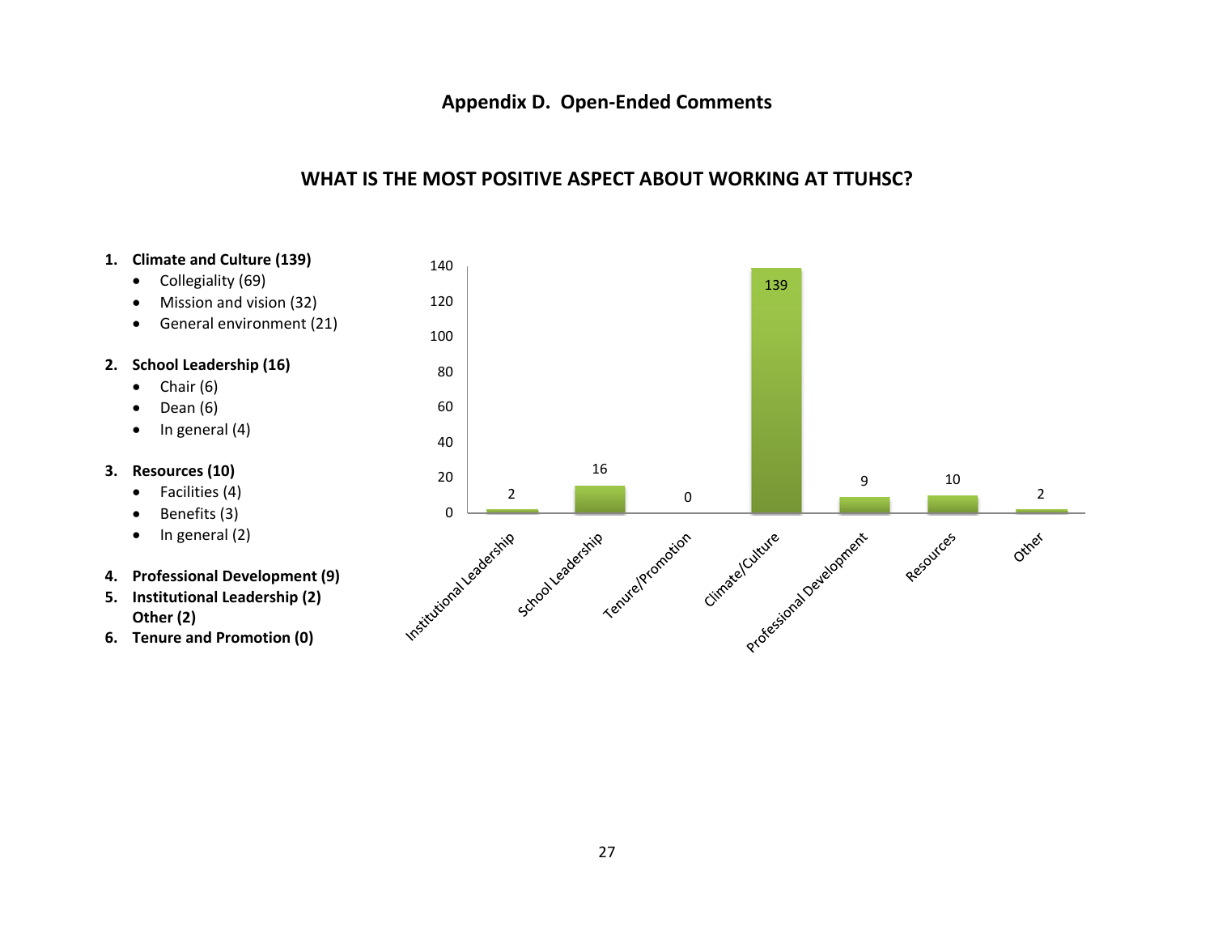# Appendix D. Open-Ended Comments

## WHAT IS THE MOST POSITIVE ASPECT ABOUT WORKING AT TTUHSC?

1. **Climate and Culture (139)**
   - Collegiality (69)
   - Mission and vision (32)
   - General environment (21)
2. **School Leadership (16)**
   - Chair (6)
   - Dean (6)
   - In general (4)
3. **Resources (10)**
   - Facilities (4)
   - Benefits (3)
   - In general (2)
4. **Professional Development (9)**
5. **Institutional Leadership (2)**
   **Other (2)**
6. **Tenure and Promotion (0)**

| Category | Count |
| --- | --- |
| Institutional Leadership | 2 |
| School Leadership | 16 |
| Tenure/Promotion | 0 |
| Climate/Culture | 139 |
| Professional Development | 9 |
| Resources | 10 |
| Other | 2 |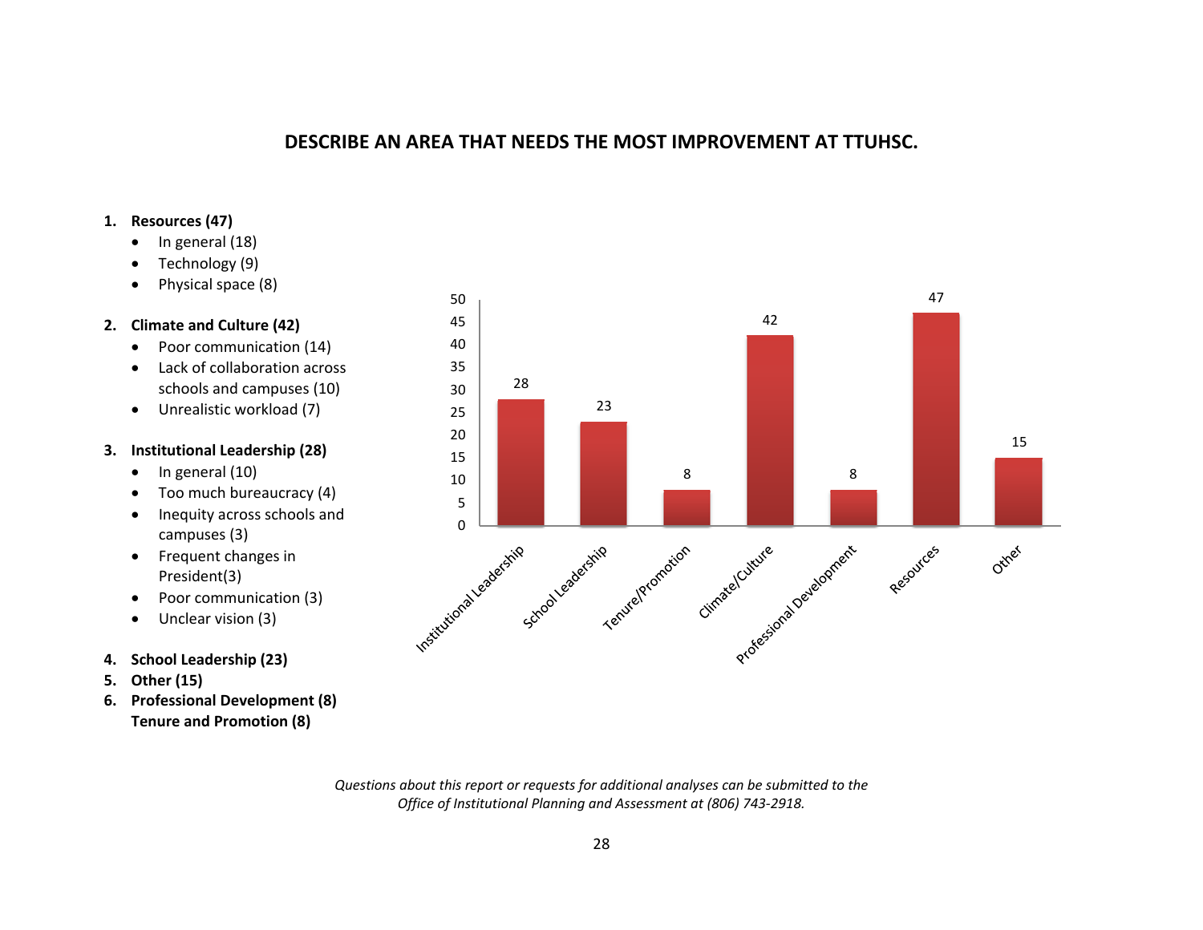## DESCRIBE AN AREA THAT NEEDS THE MOST IMPROVEMENT AT TTUHSC.

1. **Resources (47)**
   - In general (18)
   - Technology (9)
   - Physical space (8)

2. **Climate and Culture (42)**
   - Poor communication (14)
   - Lack of collaboration across schools and campuses (10)
   - Unrealistic workload (7)

3. **Institutional Leadership (28)**
   - In general (10)
   - Too much bureaucracy (4)
   - Inequity across schools and campuses (3)
   - Frequent changes in President(3)
   - Poor communication (3)
   - Unclear vision (3)

4. **School Leadership (23)**
5. **Other (15)**
6. **Professional Development (8)**
   **Tenure and Promotion (8)**

0
5
10
15
20
25
30
35
40
45
50

28
23
8
42
8
47
15

Institutional Leadership
School Leadership
Tenure/Promotion
Climate/Culture
Professional Development
Resources
Other

*Questions about this report or requests for additional analyses can be submitted to the Office of Institutional Planning and Assessment at (806) 743-2918.*